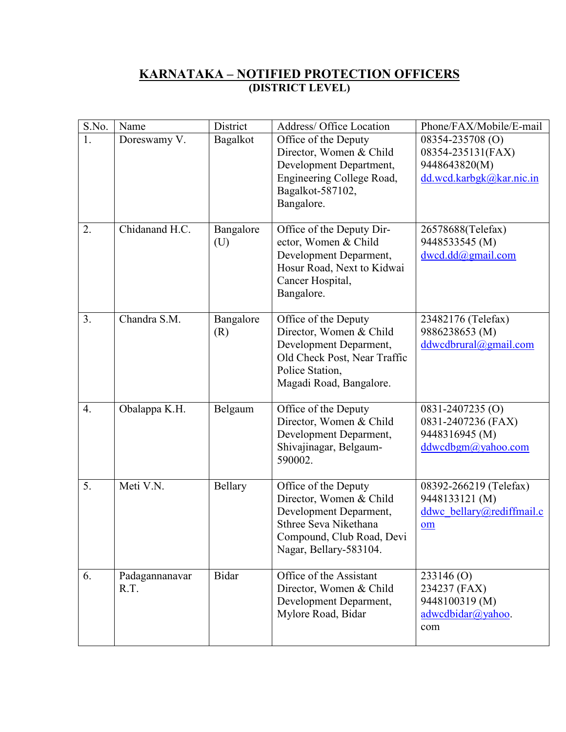# KARNATAKA – NOTIFIED PROTECTION OFFICERS

**(DISTRICT LEVEL)**

| S.No. | Name | District | Address/ Office Location | Phone/FAX/Mobile/E-mail |
|---|---|---|---|---|
| 1. | Doreswamy V. | Bagalkot | Office of the Deputy Director, Women & Child Development Department, Engineering College Road, Bagalkot-587102, Bangalore. | 08354-235708 (O) 08354-235131(FAX) 9448643820(M) dd.wcd.karbgk@kar.nic.in |
| 2. | Chidanand H.C. | Bangalore (U) | Office of the Deputy Director, Women & Child Development Deparment, Hosur Road, Next to Kidwai Cancer Hospital, Bangalore. | 26578688(Telefax) 9448533545 (M) dwcd.dd@gmail.com |
| 3. | Chandra S.M. | Bangalore (R) | Office of the Deputy Director, Women & Child Development Deparment, Old Check Post, Near Traffic Police Station, Magadi Road, Bangalore. | 23482176 (Telefax) 9886238653 (M) ddwcdbrural@gmail.com |
| 4. | Obalappa K.H. | Belgaum | Office of the Deputy Director, Women & Child Development Deparment, Shivajinagar, Belgaum-590002. | 0831-2407235 (O) 0831-2407236 (FAX) 9448316945 (M) ddwcdbgm@yahoo.com |
| 5. | Meti V.N. | Bellary | Office of the Deputy Director, Women & Child Development Deparment, Sthree Seva Nikethana Compound, Club Road, Devi Nagar, Bellary-583104. | 08392-266219 (Telefax) 9448133121 (M) ddwc_bellary@rediffmail.com |
| 6. | Padagannanavar R.T. | Bidar | Office of the Assistant Director, Women & Child Development Deparment, Mylore Road, Bidar | 233146 (O) 234237 (FAX) 9448100319 (M) adwcdbidar@yahoo.com |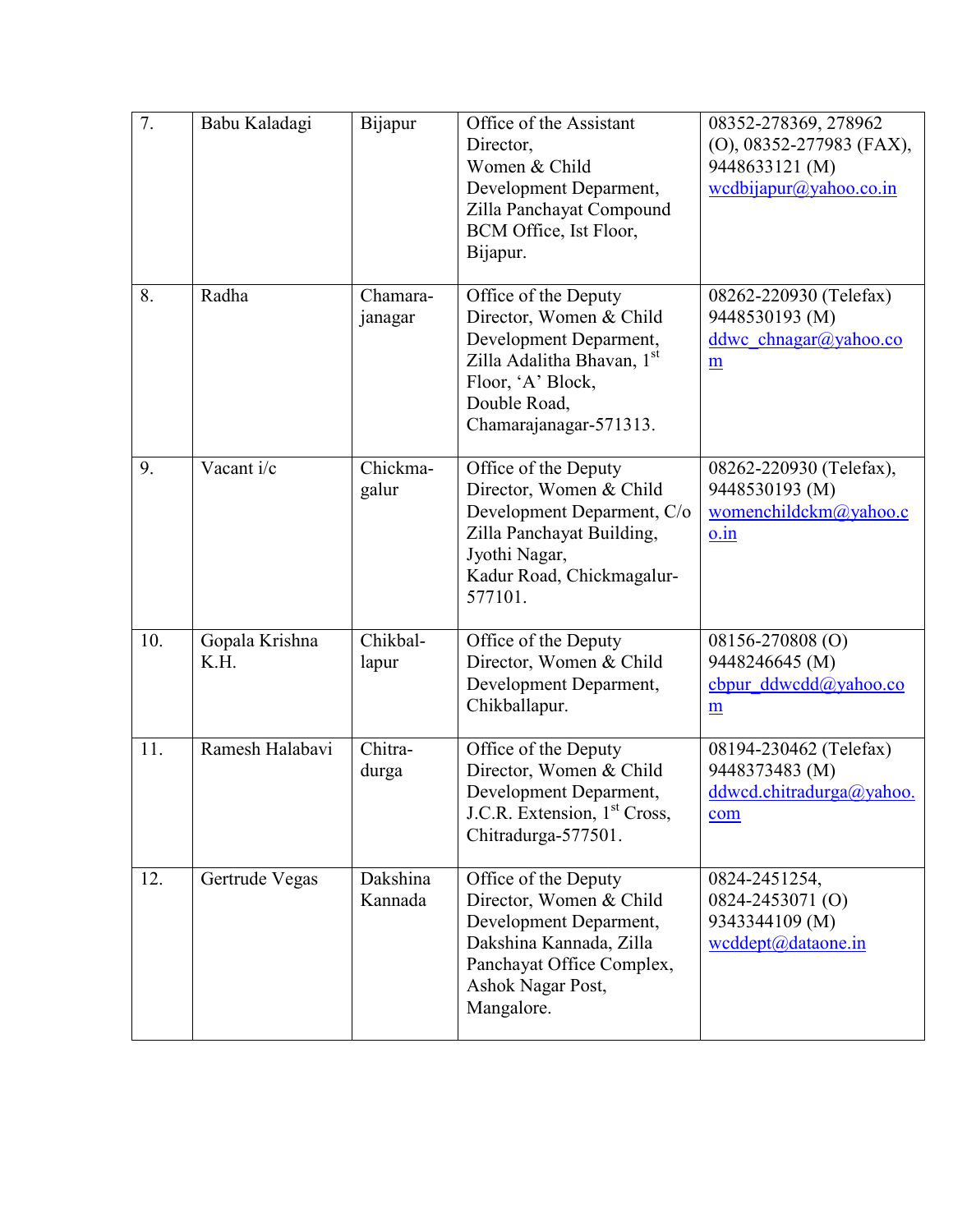| 7. | Babu Kaladagi | Bijapur | Office of the Assistant Director, Women & Child Development Deparment, Zilla Panchayat Compound BCM Office, Ist Floor, Bijapur. | 08352-278369, 278962 (O), 08352-277983 (FAX), 9448633121 (M) wcdbijapur@yahoo.co.in |
|---|---|---|---|---|
| 8. | Radha | Chamara-janagar | Office of the Deputy Director, Women & Child Development Deparment, Zilla Adalitha Bhavan, 1st Floor, 'A' Block, Double Road, Chamarajanagar-571313. | 08262-220930 (Telefax) 9448530193 (M) ddwc_chnagar@yahoo.com |
| 9. | Vacant i/c | Chickma-galur | Office of the Deputy Director, Women & Child Development Deparment, C/o Zilla Panchayat Building, Jyothi Nagar, Kadur Road, Chickmagalur-577101. | 08262-220930 (Telefax), 9448530193 (M) womenchildckm@yahoo.co.in |
| 10. | Gopala Krishna K.H. | Chikbal-lapur | Office of the Deputy Director, Women & Child Development Deparment, Chikballapur. | 08156-270808 (O) 9448246645 (M) cbpur_ddwcdd@yahoo.com |
| 11. | Ramesh Halabavi | Chitra-durga | Office of the Deputy Director, Women & Child Development Deparment, J.C.R. Extension, 1st Cross, Chitradurga-577501. | 08194-230462 (Telefax) 9448373483 (M) ddwcd.chitradurga@yahoo.com |
| 12. | Gertrude Vegas | Dakshina Kannada | Office of the Deputy Director, Women & Child Development Deparment, Dakshina Kannada, Zilla Panchayat Office Complex, Ashok Nagar Post, Mangalore. | 0824-2451254, 0824-2453071 (O) 9343344109 (M) wcddept@dataone.in |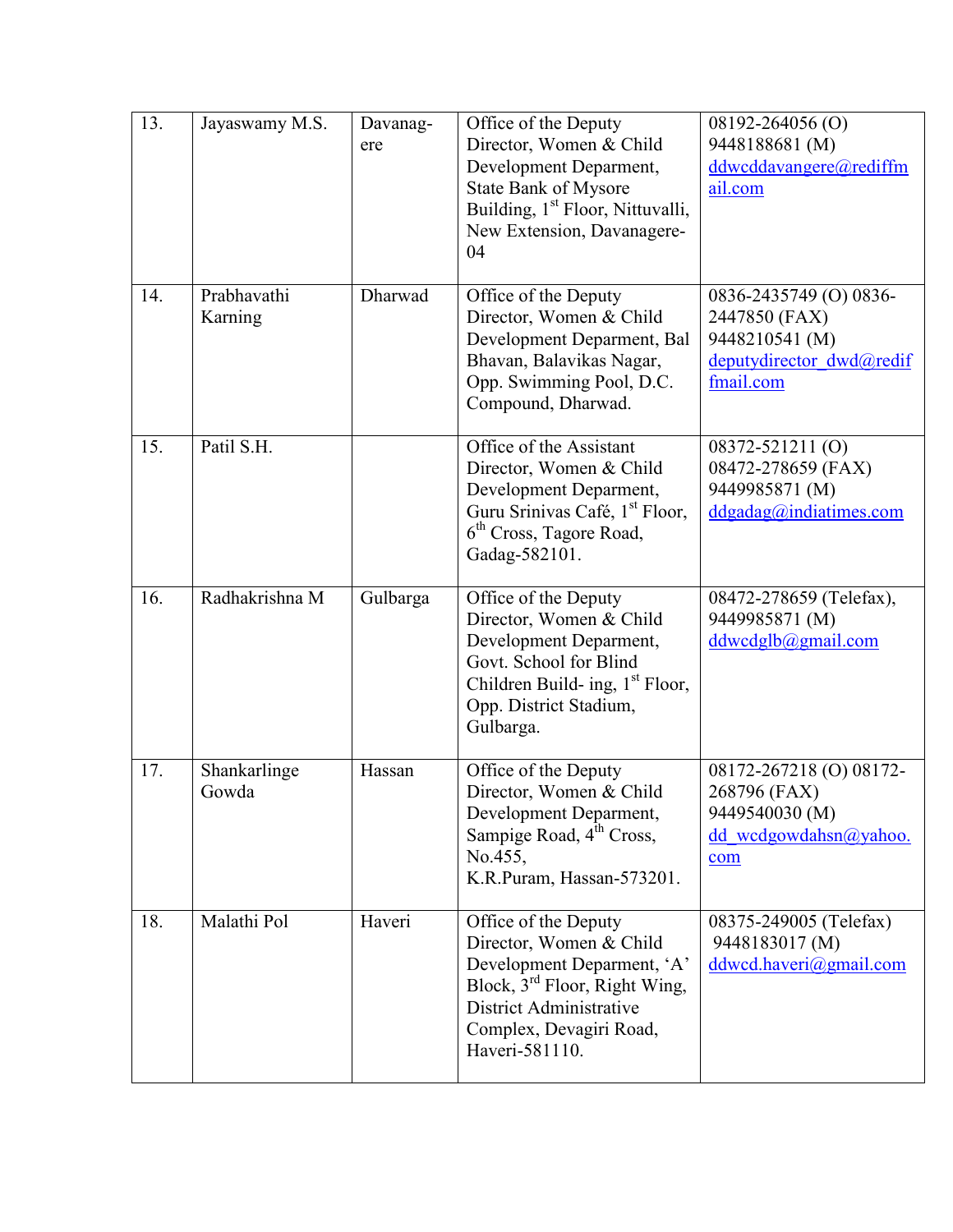| 13. | Jayaswamy M.S. | Davanag-ere | Office of the Deputy Director, Women & Child Development Deparment, State Bank of Mysore Building, 1st Floor, Nittuvalli, New Extension, Davanagere-04 | 08192-264056 (O) 9448188681 (M) ddwcddavangere@rediffmail.com |
|---|---|---|---|---|
| 14. | Prabhavathi Karning | Dharwad | Office of the Deputy Director, Women & Child Development Deparment, Bal Bhavan, Balavikas Nagar, Opp. Swimming Pool, D.C. Compound, Dharwad. | 0836-2435749 (O) 0836-2447850 (FAX) 9448210541 (M) deputydirector_dwd@rediffmail.com |
| 15. | Patil S.H. | | Office of the Assistant Director, Women & Child Development Deparment, Guru Srinivas Café, 1st Floor, 6th Cross, Tagore Road, Gadag-582101. | 08372-521211 (O) 08472-278659 (FAX) 9449985871 (M) ddgadag@indiatimes.com |
| 16. | Radhakrishna M | Gulbarga | Office of the Deputy Director, Women & Child Development Deparment, Govt. School for Blind Children Build- ing, 1st Floor, Opp. District Stadium, Gulbarga. | 08472-278659 (Telefax), 9449985871 (M) ddwcdglb@gmail.com |
| 17. | Shankarlinge Gowda | Hassan | Office of the Deputy Director, Women & Child Development Deparment, Sampige Road, 4th Cross, No.455, K.R.Puram, Hassan-573201. | 08172-267218 (O) 08172-268796 (FAX) 9449540030 (M) dd_wcdgowdahsn@yahoo.com |
| 18. | Malathi Pol | Haveri | Office of the Deputy Director, Women & Child Development Deparment, 'A' Block, 3rd Floor, Right Wing, District Administrative Complex, Devagiri Road, Haveri-581110. | 08375-249005 (Telefax) 9448183017 (M) ddwcd.haveri@gmail.com |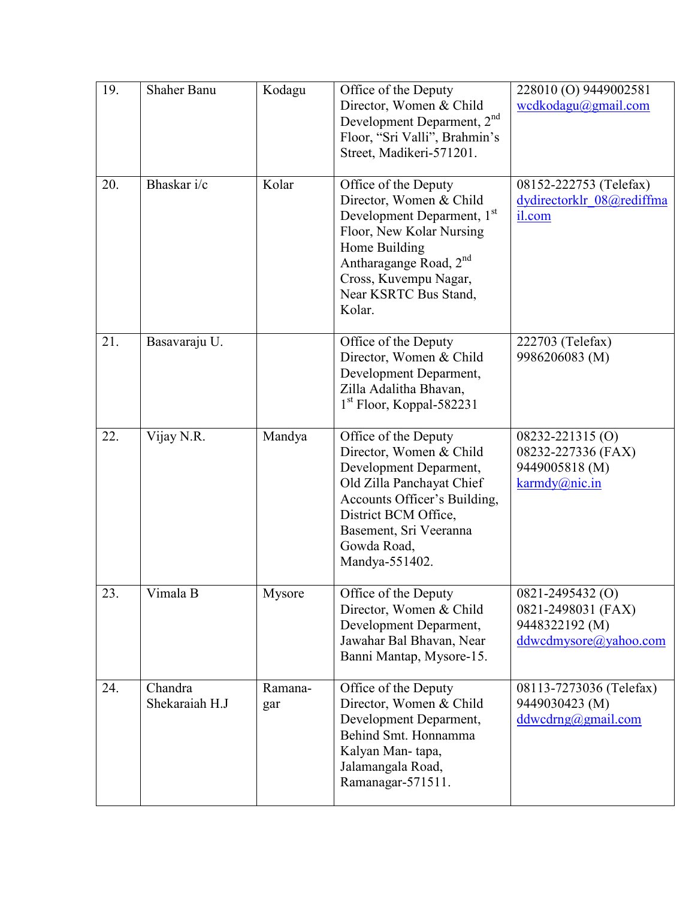| | | | | |
|---|---|---|---|---|
| 19. | Shaher Banu | Kodagu | Office of the Deputy Director, Women & Child Development Deparment, 2nd Floor, "Sri Valli", Brahmin's Street, Madikeri-571201. | 228010 (O) 9449002581 wcdkodagu@gmail.com |
| 20. | Bhaskar i/c | Kolar | Office of the Deputy Director, Women & Child Development Deparment, 1st Floor, New Kolar Nursing Home Building Antharagange Road, 2nd Cross, Kuvempu Nagar, Near KSRTC Bus Stand, Kolar. | 08152-222753 (Telefax) dydirectorklr_08@rediffmail.com |
| 21. | Basavaraju U. | | Office of the Deputy Director, Women & Child Development Deparment, Zilla Adalitha Bhavan, 1st Floor, Koppal-582231 | 222703 (Telefax) 9986206083 (M) |
| 22. | Vijay N.R. | Mandya | Office of the Deputy Director, Women & Child Development Deparment, Old Zilla Panchayat Chief Accounts Officer's Building, District BCM Office, Basement, Sri Veeranna Gowda Road, Mandya-551402. | 08232-221315 (O) 08232-227336 (FAX) 9449005818 (M) karmdy@nic.in |
| 23. | Vimala B | Mysore | Office of the Deputy Director, Women & Child Development Deparment, Jawahar Bal Bhavan, Near Banni Mantap, Mysore-15. | 0821-2495432 (O) 0821-2498031 (FAX) 9448322192 (M) ddwcdmysore@yahoo.com |
| 24. | Chandra Shekaraiah H.J | Ramana-gar | Office of the Deputy Director, Women & Child Development Deparment, Behind Smt. Honnamma Kalyan Man- tapa, Jalamangala Road, Ramanagar-571511. | 08113-7273036 (Telefax) 9449030423 (M) ddwcdrng@gmail.com |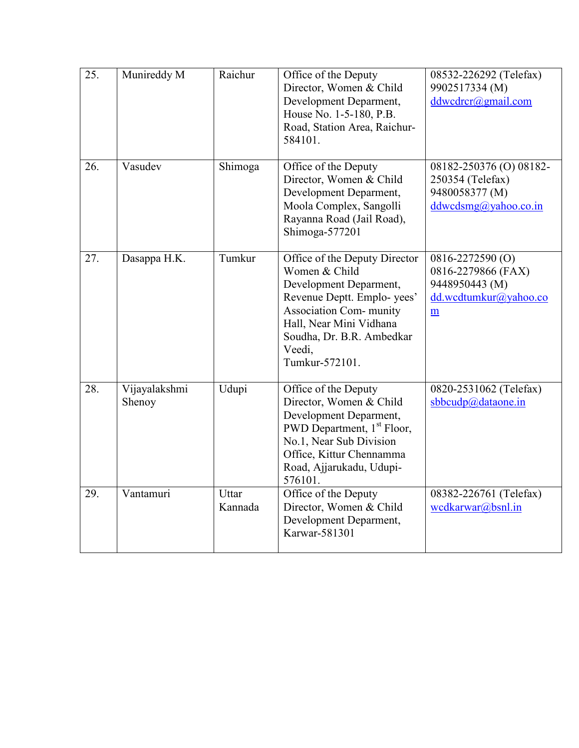| 25. | Munireddy M | Raichur | Office of the Deputy Director, Women & Child Development Deparment, House No. 1-5-180, P.B. Road, Station Area, Raichur-584101. | 08532-226292 (Telefax) 9902517334 (M) ddwcdrcr@gmail.com |
|---|---|---|---|---|
| 26. | Vasudev | Shimoga | Office of the Deputy Director, Women & Child Development Deparment, Moola Complex, Sangolli Rayanna Road (Jail Road), Shimoga-577201 | 08182-250376 (O) 08182-250354 (Telefax) 9480058377 (M) ddwcdsmg@yahoo.co.in |
| 27. | Dasappa H.K. | Tumkur | Office of the Deputy Director Women & Child Development Deparment, Revenue Deptt. Emplo- yees' Association Com- munity Hall, Near Mini Vidhana Soudha, Dr. B.R. Ambedkar Veedi, Tumkur-572101. | 0816-2272590 (O) 0816-2279866 (FAX) 9448950443 (M) dd.wcdtumkur@yahoo.com |
| 28. | Vijayalakshmi Shenoy | Udupi | Office of the Deputy Director, Women & Child Development Deparment, PWD Department, 1st Floor, No.1, Near Sub Division Office, Kittur Chennamma Road, Ajjarukadu, Udupi-576101. | 0820-2531062 (Telefax) sbbcudp@dataone.in |
| 29. | Vantamuri | Uttar Kannada | Office of the Deputy Director, Women & Child Development Deparment, Karwar-581301 | 08382-226761 (Telefax) wcdkarwar@bsnl.in |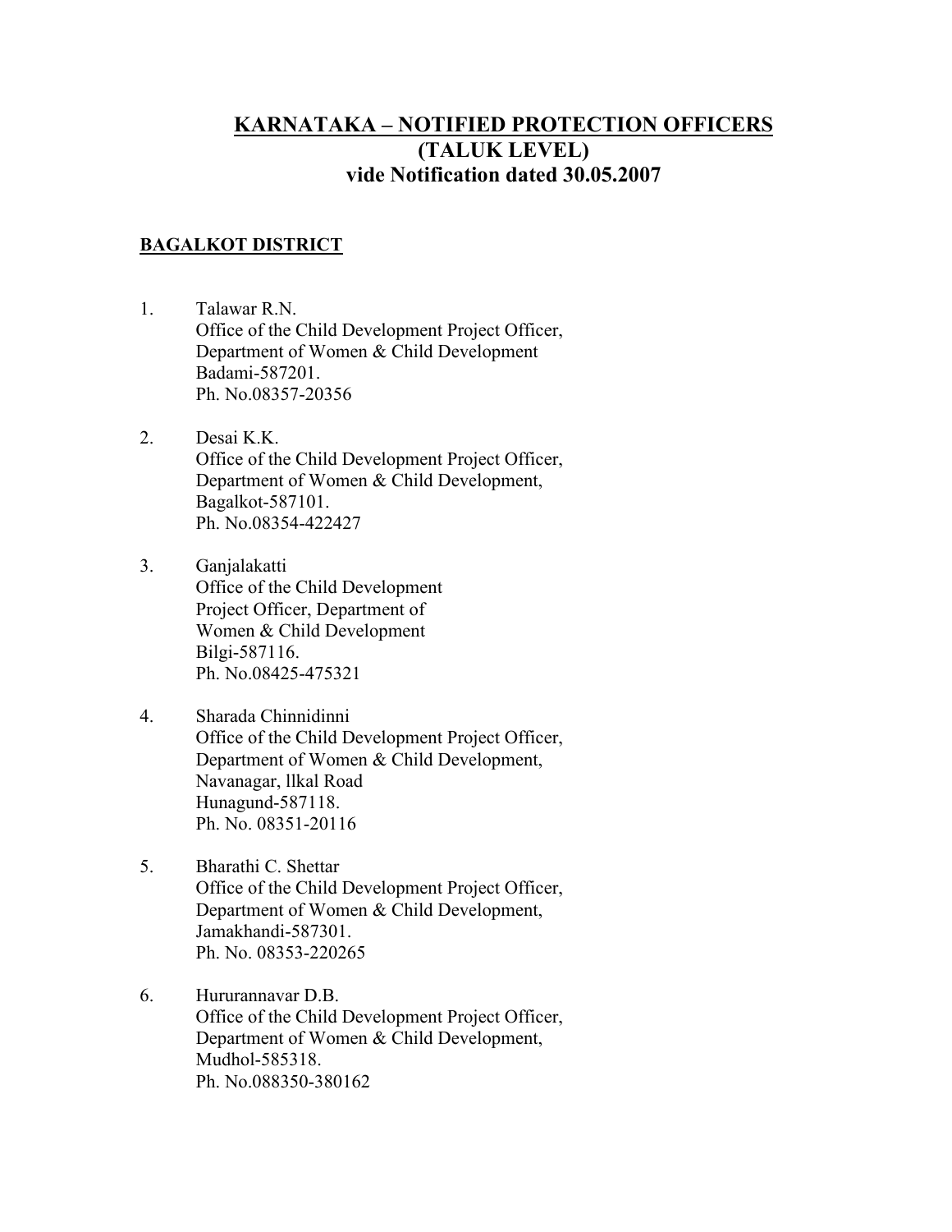# KARNATAKA – NOTIFIED PROTECTION OFFICERS (TALUK LEVEL) vide Notification dated 30.05.2007

## BAGALKOT DISTRICT

1. Talawar R.N.
   Office of the Child Development Project Officer,
   Department of Women & Child Development
   Badami-587201.
   Ph. No.08357-20356

2. Desai K.K.
   Office of the Child Development Project Officer,
   Department of Women & Child Development,
   Bagalkot-587101.
   Ph. No.08354-422427

3. Ganjalakatti
   Office of the Child Development
   Project Officer, Department of
   Women & Child Development
   Bilgi-587116.
   Ph. No.08425-475321

4. Sharada Chinnidinni
   Office of the Child Development Project Officer,
   Department of Women & Child Development,
   Navanagar, llkal Road
   Hunagund-587118.
   Ph. No. 08351-20116

5. Bharathi C. Shettar
   Office of the Child Development Project Officer,
   Department of Women & Child Development,
   Jamakhandi-587301.
   Ph. No. 08353-220265

6. Hururannavar D.B.
   Office of the Child Development Project Officer,
   Department of Women & Child Development,
   Mudhol-585318.
   Ph. No.088350-380162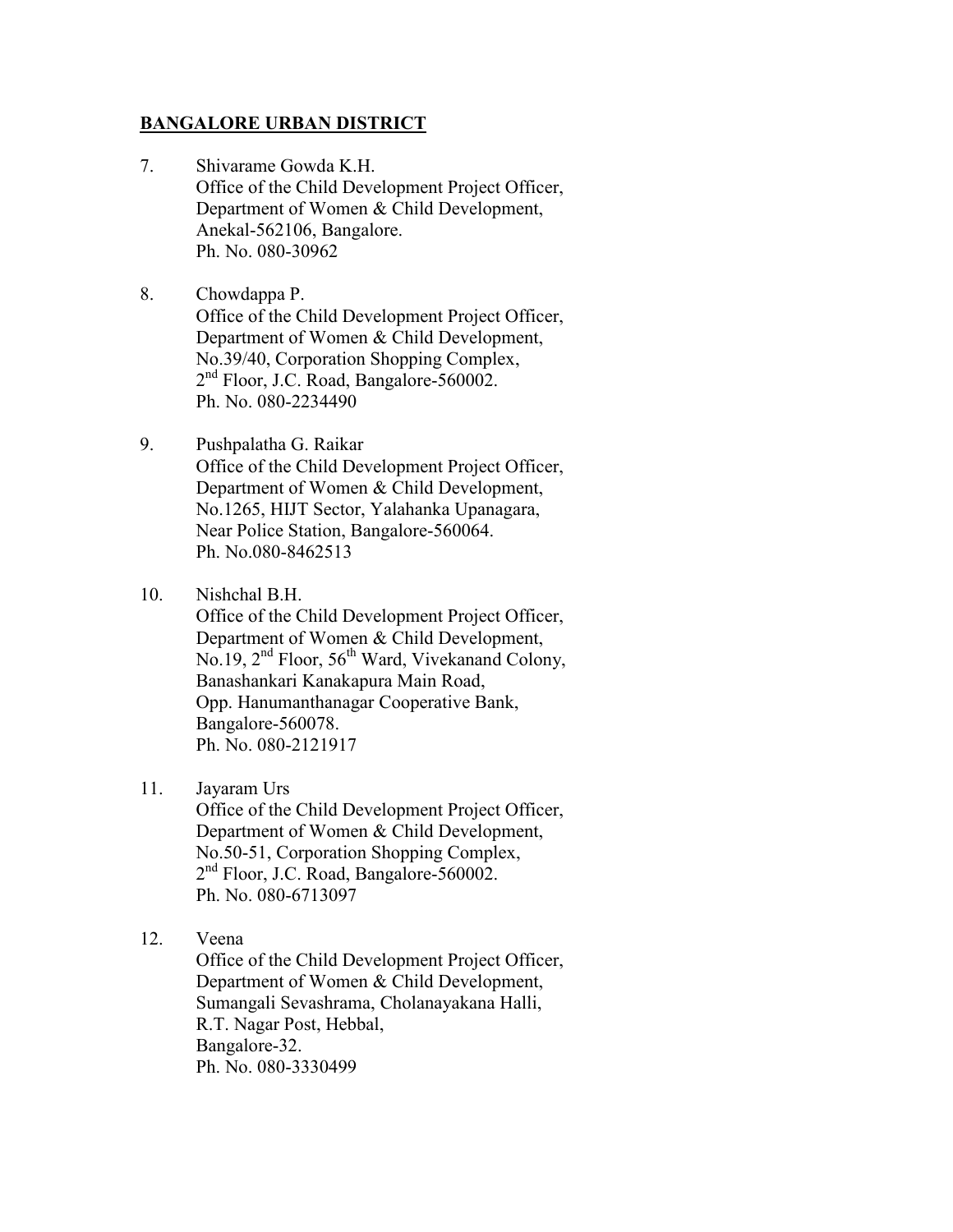## BANGALORE URBAN DISTRICT

7. Shivarame Gowda K.H.
   Office of the Child Development Project Officer,
   Department of Women & Child Development,
   Anekal-562106, Bangalore.
   Ph. No. 080-30962

8. Chowdappa P.
   Office of the Child Development Project Officer,
   Department of Women & Child Development,
   No.39/40, Corporation Shopping Complex,
   2nd Floor, J.C. Road, Bangalore-560002.
   Ph. No. 080-2234490

9. Pushpalatha G. Raikar
   Office of the Child Development Project Officer,
   Department of Women & Child Development,
   No.1265, HIJT Sector, Yalahanka Upanagara,
   Near Police Station, Bangalore-560064.
   Ph. No.080-8462513

10. Nishchal B.H.
    Office of the Child Development Project Officer,
    Department of Women & Child Development,
    No.19, 2nd Floor, 56th Ward, Vivekanand Colony,
    Banashankari Kanakapura Main Road,
    Opp. Hanumanthanagar Cooperative Bank,
    Bangalore-560078.
    Ph. No. 080-2121917

11. Jayaram Urs
    Office of the Child Development Project Officer,
    Department of Women & Child Development,
    No.50-51, Corporation Shopping Complex,
    2nd Floor, J.C. Road, Bangalore-560002.
    Ph. No. 080-6713097

12. Veena
    Office of the Child Development Project Officer,
    Department of Women & Child Development,
    Sumangali Sevashrama, Cholanayakana Halli,
    R.T. Nagar Post, Hebbal,
    Bangalore-32.
    Ph. No. 080-3330499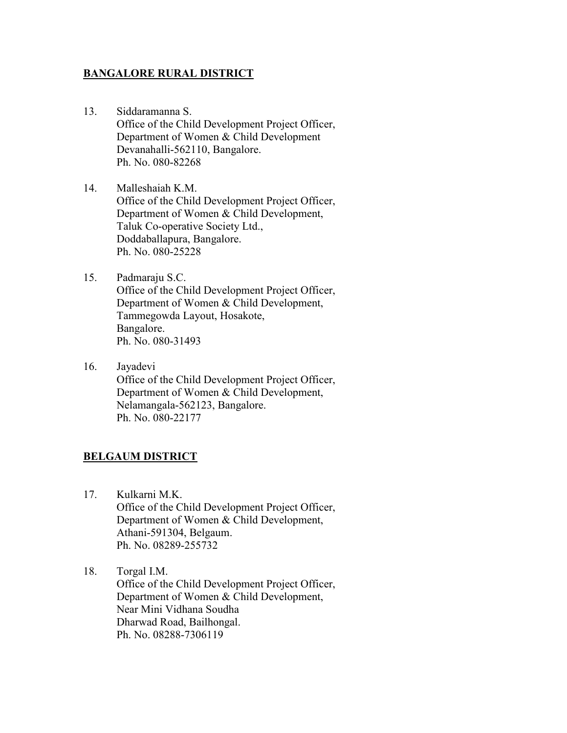## BANGALORE RURAL DISTRICT

13. Siddaramanna S.
    Office of the Child Development Project Officer,
    Department of Women & Child Development
    Devanahalli-562110, Bangalore.
    Ph. No. 080-82268

14. Malleshaiah K.M.
    Office of the Child Development Project Officer,
    Department of Women & Child Development,
    Taluk Co-operative Society Ltd.,
    Doddaballapura, Bangalore.
    Ph. No. 080-25228

15. Padmaraju S.C.
    Office of the Child Development Project Officer,
    Department of Women & Child Development,
    Tammegowda Layout, Hosakote,
    Bangalore.
    Ph. No. 080-31493

16. Jayadevi
    Office of the Child Development Project Officer,
    Department of Women & Child Development,
    Nelamangala-562123, Bangalore.
    Ph. No. 080-22177

## BELGAUM DISTRICT

17. Kulkarni M.K.
    Office of the Child Development Project Officer,
    Department of Women & Child Development,
    Athani-591304, Belgaum.
    Ph. No. 08289-255732

18. Torgal I.M.
    Office of the Child Development Project Officer,
    Department of Women & Child Development,
    Near Mini Vidhana Soudha
    Dharwad Road, Bailhongal.
    Ph. No. 08288-7306119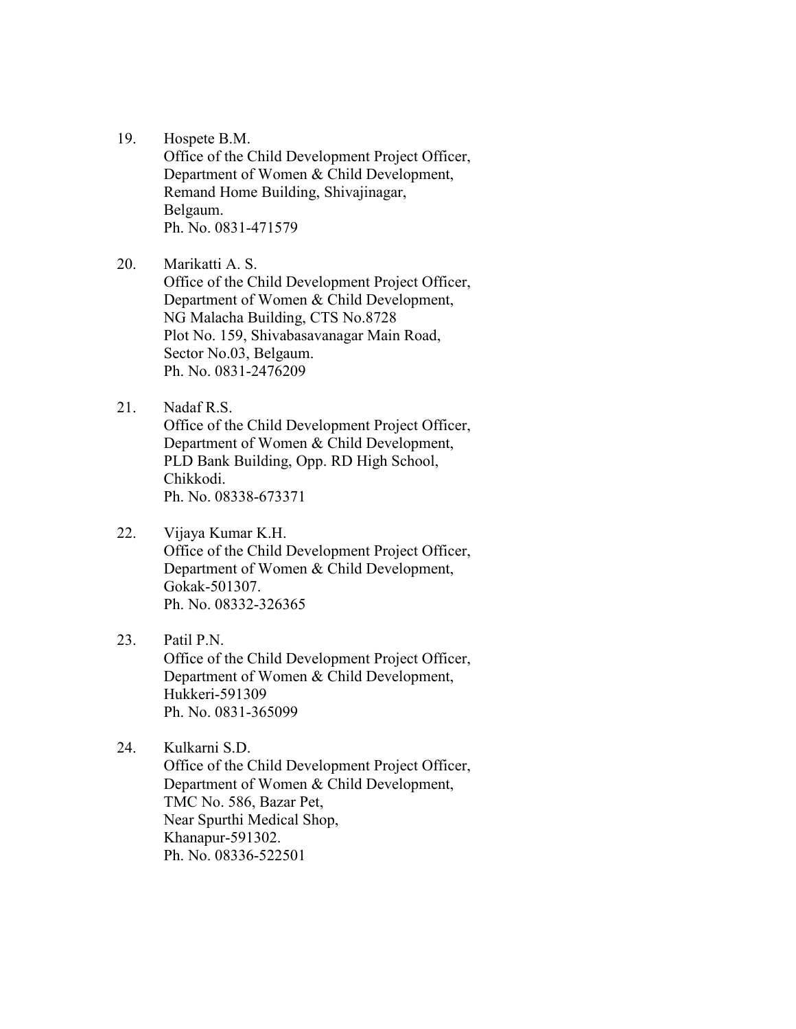19. Hospete B.M.
    Office of the Child Development Project Officer,
    Department of Women & Child Development,
    Remand Home Building, Shivajinagar,
    Belgaum.
    Ph. No. 0831-471579

20. Marikatti A. S.
    Office of the Child Development Project Officer,
    Department of Women & Child Development,
    NG Malacha Building, CTS No.8728
    Plot No. 159, Shivabasavanagar Main Road,
    Sector No.03, Belgaum.
    Ph. No. 0831-2476209

21. Nadaf R.S.
    Office of the Child Development Project Officer,
    Department of Women & Child Development,
    PLD Bank Building, Opp. RD High School,
    Chikkodi.
    Ph. No. 08338-673371

22. Vijaya Kumar K.H.
    Office of the Child Development Project Officer,
    Department of Women & Child Development,
    Gokak-501307.
    Ph. No. 08332-326365

23. Patil P.N.
    Office of the Child Development Project Officer,
    Department of Women & Child Development,
    Hukkeri-591309
    Ph. No. 0831-365099

24. Kulkarni S.D.
    Office of the Child Development Project Officer,
    Department of Women & Child Development,
    TMC No. 586, Bazar Pet,
    Near Spurthi Medical Shop,
    Khanapur-591302.
    Ph. No. 08336-522501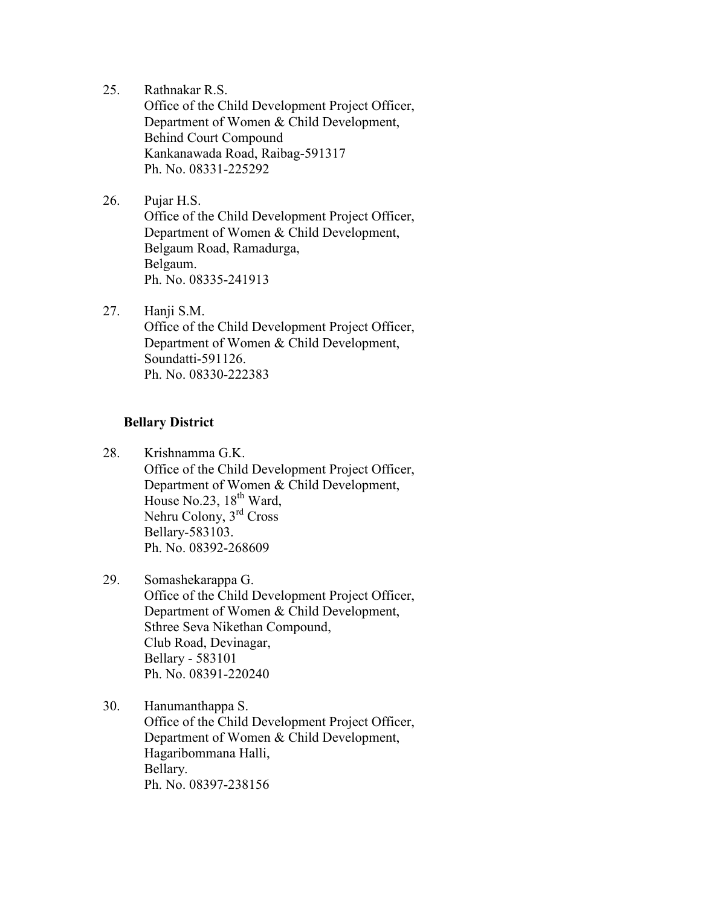25. Rathnakar R.S.
    Office of the Child Development Project Officer,
    Department of Women & Child Development,
    Behind Court Compound
    Kankanawada Road, Raibag-591317
    Ph. No. 08331-225292

26. Pujar H.S.
    Office of the Child Development Project Officer,
    Department of Women & Child Development,
    Belgaum Road, Ramadurga,
    Belgaum.
    Ph. No. 08335-241913

27. Hanji S.M.
    Office of the Child Development Project Officer,
    Department of Women & Child Development,
    Soundatti-591126.
    Ph. No. 08330-222383

**Bellary District**

28. Krishnamma G.K.
    Office of the Child Development Project Officer,
    Department of Women & Child Development,
    House No.23, 18th Ward,
    Nehru Colony, 3rd Cross
    Bellary-583103.
    Ph. No. 08392-268609

29. Somashekarappa G.
    Office of the Child Development Project Officer,
    Department of Women & Child Development,
    Sthree Seva Nikethan Compound,
    Club Road, Devinagar,
    Bellary - 583101
    Ph. No. 08391-220240

30. Hanumanthappa S.
    Office of the Child Development Project Officer,
    Department of Women & Child Development,
    Hagaribommana Halli,
    Bellary.
    Ph. No. 08397-238156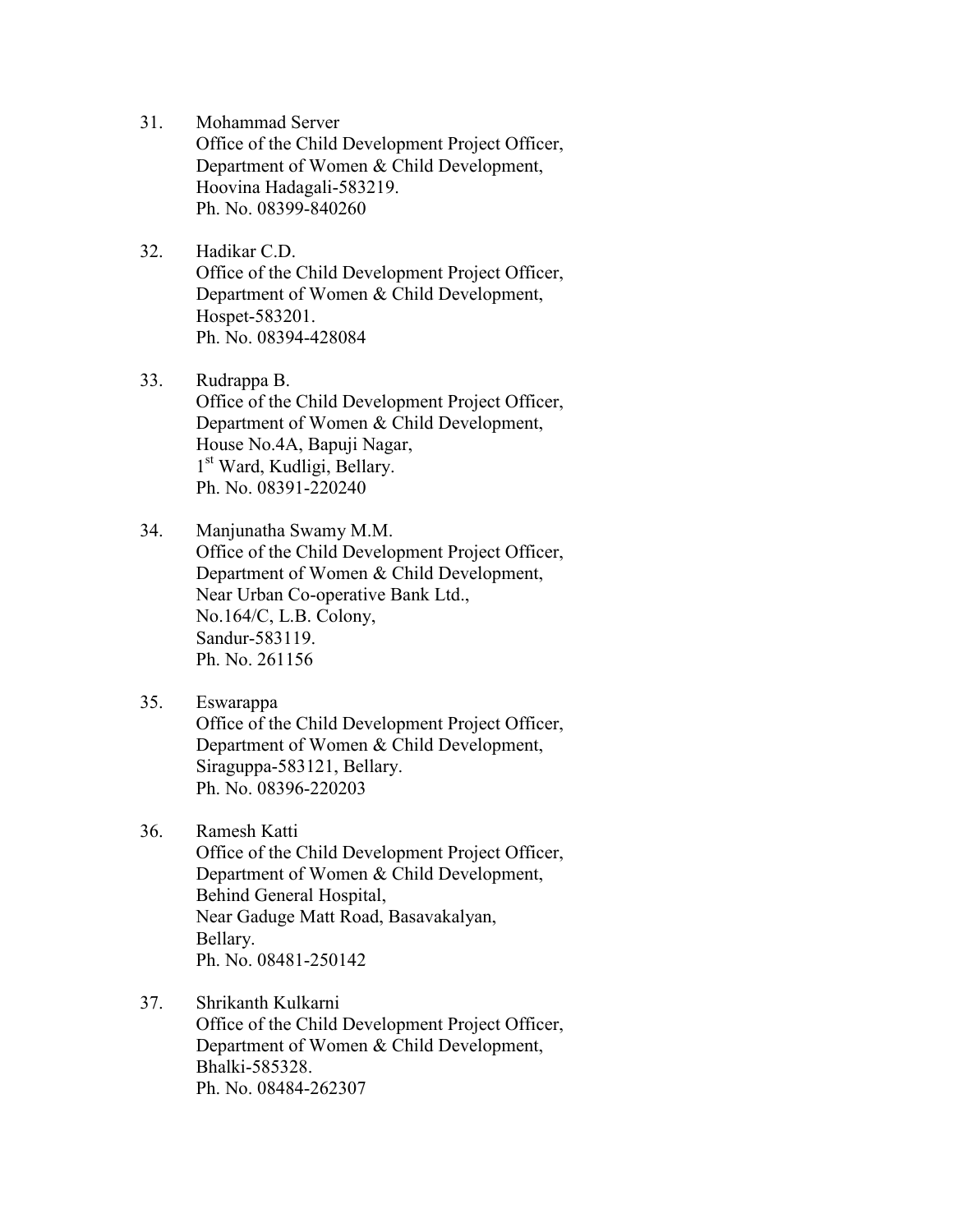31. Mohammad Server
    Office of the Child Development Project Officer,
    Department of Women & Child Development,
    Hoovina Hadagali-583219.
    Ph. No. 08399-840260

32. Hadikar C.D.
    Office of the Child Development Project Officer,
    Department of Women & Child Development,
    Hospet-583201.
    Ph. No. 08394-428084

33. Rudrappa B.
    Office of the Child Development Project Officer,
    Department of Women & Child Development,
    House No.4A, Bapuji Nagar,
    1st Ward, Kudligi, Bellary.
    Ph. No. 08391-220240

34. Manjunatha Swamy M.M.
    Office of the Child Development Project Officer,
    Department of Women & Child Development,
    Near Urban Co-operative Bank Ltd.,
    No.164/C, L.B. Colony,
    Sandur-583119.
    Ph. No. 261156

35. Eswarappa
    Office of the Child Development Project Officer,
    Department of Women & Child Development,
    Siraguppa-583121, Bellary.
    Ph. No. 08396-220203

36. Ramesh Katti
    Office of the Child Development Project Officer,
    Department of Women & Child Development,
    Behind General Hospital,
    Near Gaduge Matt Road, Basavakalyan,
    Bellary.
    Ph. No. 08481-250142

37. Shrikanth Kulkarni
    Office of the Child Development Project Officer,
    Department of Women & Child Development,
    Bhalki-585328.
    Ph. No. 08484-262307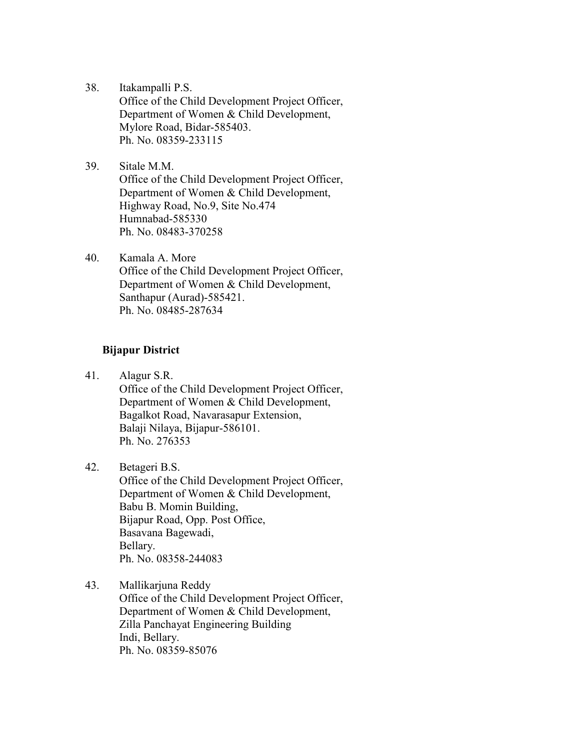38. Itakampalli P.S.
    Office of the Child Development Project Officer,
    Department of Women & Child Development,
    Mylore Road, Bidar-585403.
    Ph. No. 08359-233115

39. Sitale M.M.
    Office of the Child Development Project Officer,
    Department of Women & Child Development,
    Highway Road, No.9, Site No.474
    Humnabad-585330
    Ph. No. 08483-370258

40. Kamala A. More
    Office of the Child Development Project Officer,
    Department of Women & Child Development,
    Santhapur (Aurad)-585421.
    Ph. No. 08485-287634

**Bijapur District**

41. Alagur S.R.
    Office of the Child Development Project Officer,
    Department of Women & Child Development,
    Bagalkot Road, Navarasapur Extension,
    Balaji Nilaya, Bijapur-586101.
    Ph. No. 276353

42. Betageri B.S.
    Office of the Child Development Project Officer,
    Department of Women & Child Development,
    Babu B. Momin Building,
    Bijapur Road, Opp. Post Office,
    Basavana Bagewadi,
    Bellary.
    Ph. No. 08358-244083

43. Mallikarjuna Reddy
    Office of the Child Development Project Officer,
    Department of Women & Child Development,
    Zilla Panchayat Engineering Building
    Indi, Bellary.
    Ph. No. 08359-85076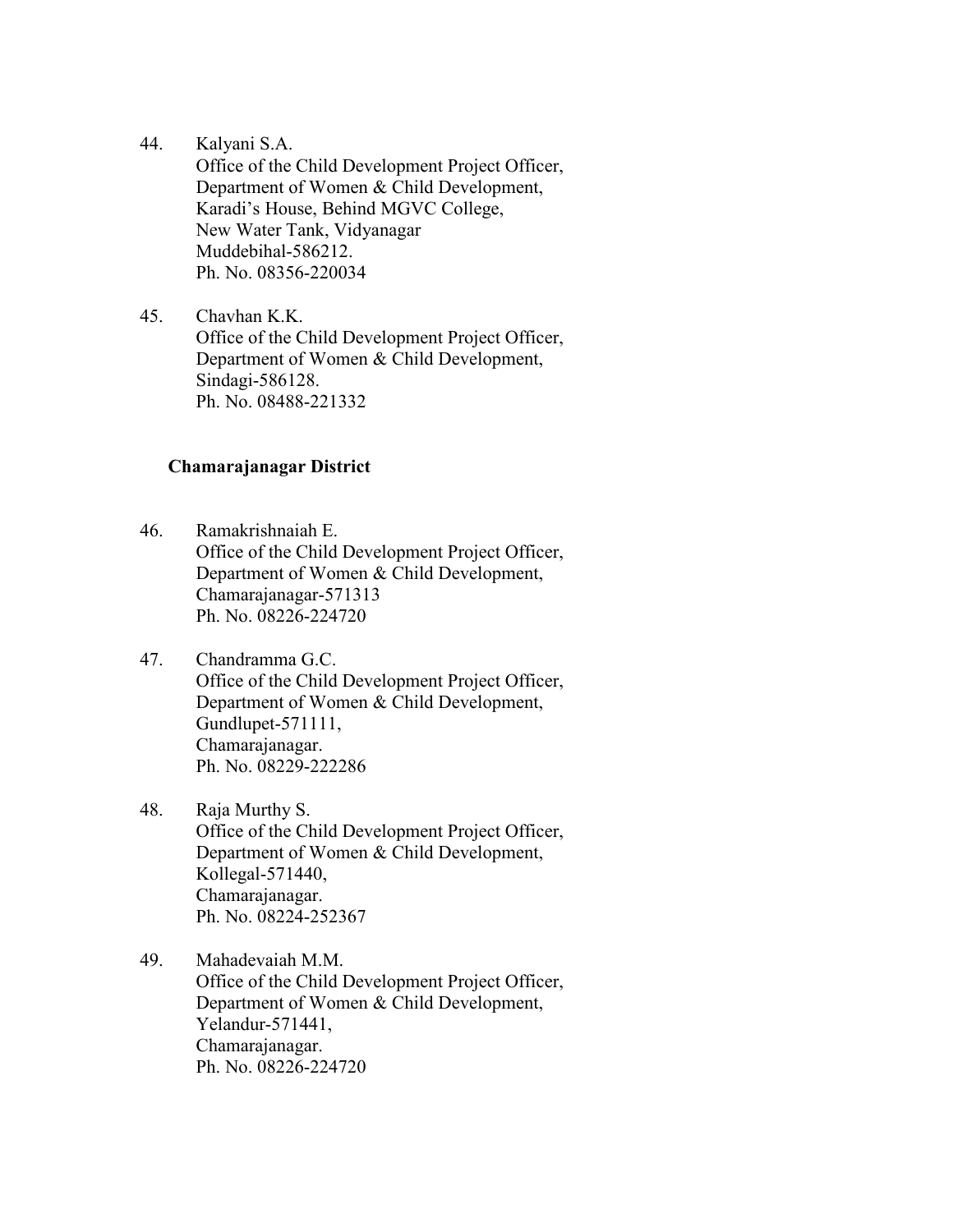44. Kalyani S.A.
    Office of the Child Development Project Officer,
    Department of Women & Child Development,
    Karadi's House, Behind MGVC College,
    New Water Tank, Vidyanagar
    Muddebihal-586212.
    Ph. No. 08356-220034

45. Chavhan K.K.
    Office of the Child Development Project Officer,
    Department of Women & Child Development,
    Sindagi-586128.
    Ph. No. 08488-221332

**Chamarajanagar District**

46. Ramakrishnaiah E.
    Office of the Child Development Project Officer,
    Department of Women & Child Development,
    Chamarajanagar-571313
    Ph. No. 08226-224720

47. Chandramma G.C.
    Office of the Child Development Project Officer,
    Department of Women & Child Development,
    Gundlupet-571111,
    Chamarajanagar.
    Ph. No. 08229-222286

48. Raja Murthy S.
    Office of the Child Development Project Officer,
    Department of Women & Child Development,
    Kollegal-571440,
    Chamarajanagar.
    Ph. No. 08224-252367

49. Mahadevaiah M.M.
    Office of the Child Development Project Officer,
    Department of Women & Child Development,
    Yelandur-571441,
    Chamarajanagar.
    Ph. No. 08226-224720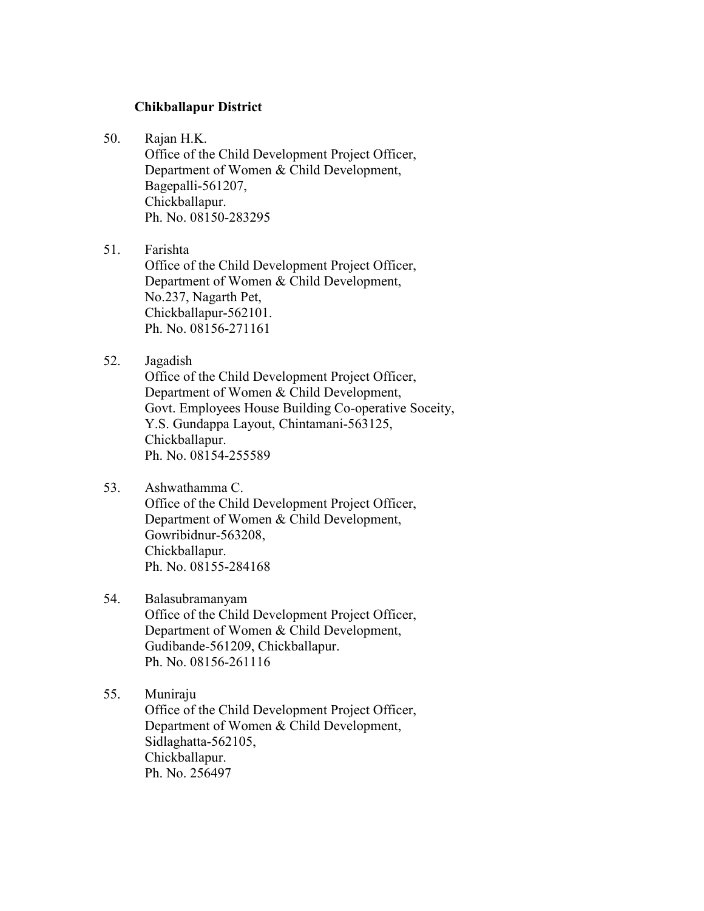**Chikballapur District**

50. Rajan H.K.
    Office of the Child Development Project Officer,
    Department of Women & Child Development,
    Bagepalli-561207,
    Chickballapur.
    Ph. No. 08150-283295

51. Farishta
    Office of the Child Development Project Officer,
    Department of Women & Child Development,
    No.237, Nagarth Pet,
    Chickballapur-562101.
    Ph. No. 08156-271161

52. Jagadish
    Office of the Child Development Project Officer,
    Department of Women & Child Development,
    Govt. Employees House Building Co-operative Soceity,
    Y.S. Gundappa Layout, Chintamani-563125,
    Chickballapur.
    Ph. No. 08154-255589

53. Ashwathamma C.
    Office of the Child Development Project Officer,
    Department of Women & Child Development,
    Gowribidnur-563208,
    Chickballapur.
    Ph. No. 08155-284168

54. Balasubramanyam
    Office of the Child Development Project Officer,
    Department of Women & Child Development,
    Gudibande-561209, Chickballapur.
    Ph. No. 08156-261116

55. Muniraju
    Office of the Child Development Project Officer,
    Department of Women & Child Development,
    Sidlaghatta-562105,
    Chickballapur.
    Ph. No. 256497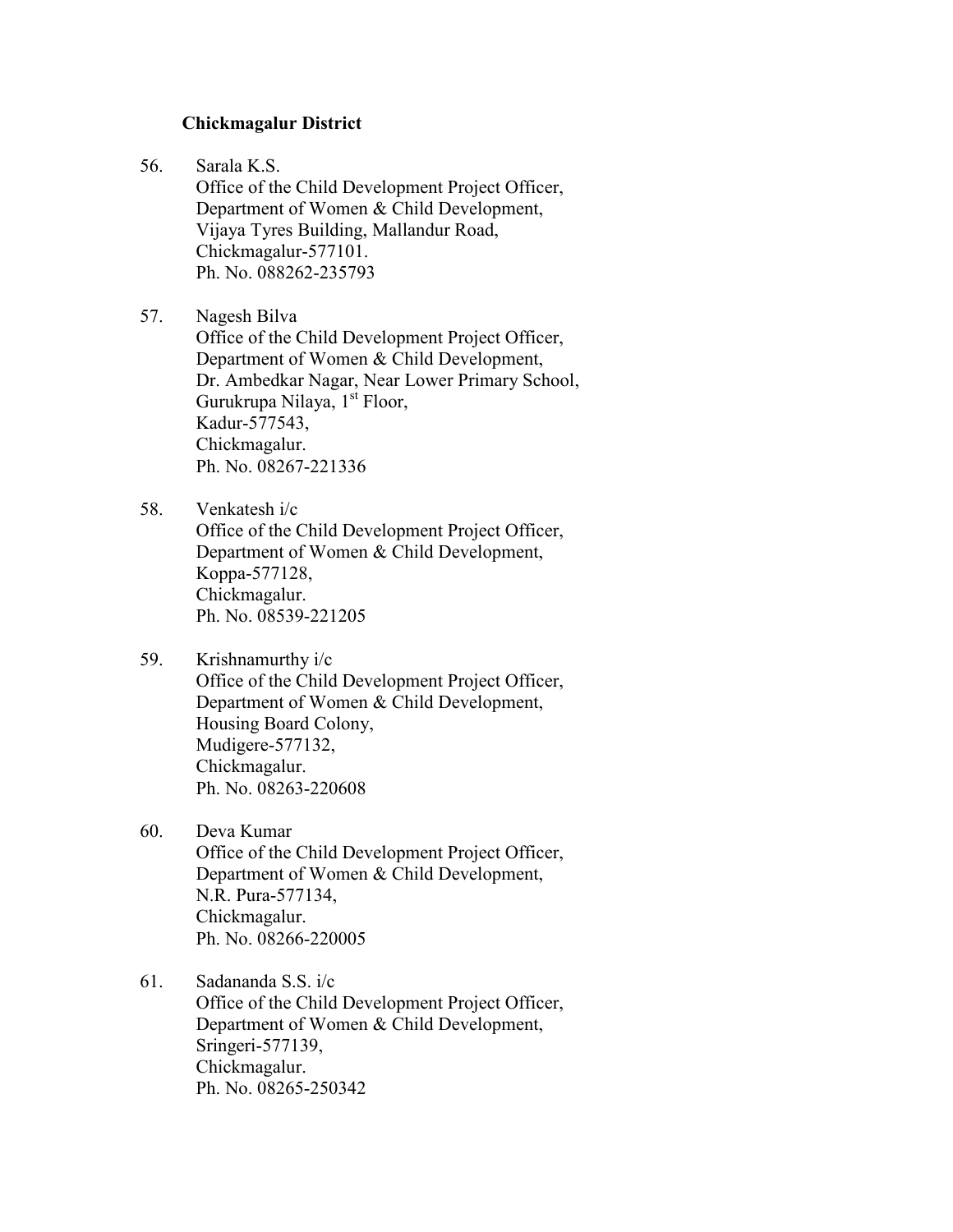**Chickmagalur District**

56. Sarala K.S.
    Office of the Child Development Project Officer,
    Department of Women & Child Development,
    Vijaya Tyres Building, Mallandur Road,
    Chickmagalur-577101.
    Ph. No. 088262-235793

57. Nagesh Bilva
    Office of the Child Development Project Officer,
    Department of Women & Child Development,
    Dr. Ambedkar Nagar, Near Lower Primary School,
    Gurukrupa Nilaya, 1st Floor,
    Kadur-577543,
    Chickmagalur.
    Ph. No. 08267-221336

58. Venkatesh i/c
    Office of the Child Development Project Officer,
    Department of Women & Child Development,
    Koppa-577128,
    Chickmagalur.
    Ph. No. 08539-221205

59. Krishnamurthy i/c
    Office of the Child Development Project Officer,
    Department of Women & Child Development,
    Housing Board Colony,
    Mudigere-577132,
    Chickmagalur.
    Ph. No. 08263-220608

60. Deva Kumar
    Office of the Child Development Project Officer,
    Department of Women & Child Development,
    N.R. Pura-577134,
    Chickmagalur.
    Ph. No. 08266-220005

61. Sadananda S.S. i/c
    Office of the Child Development Project Officer,
    Department of Women & Child Development,
    Sringeri-577139,
    Chickmagalur.
    Ph. No. 08265-250342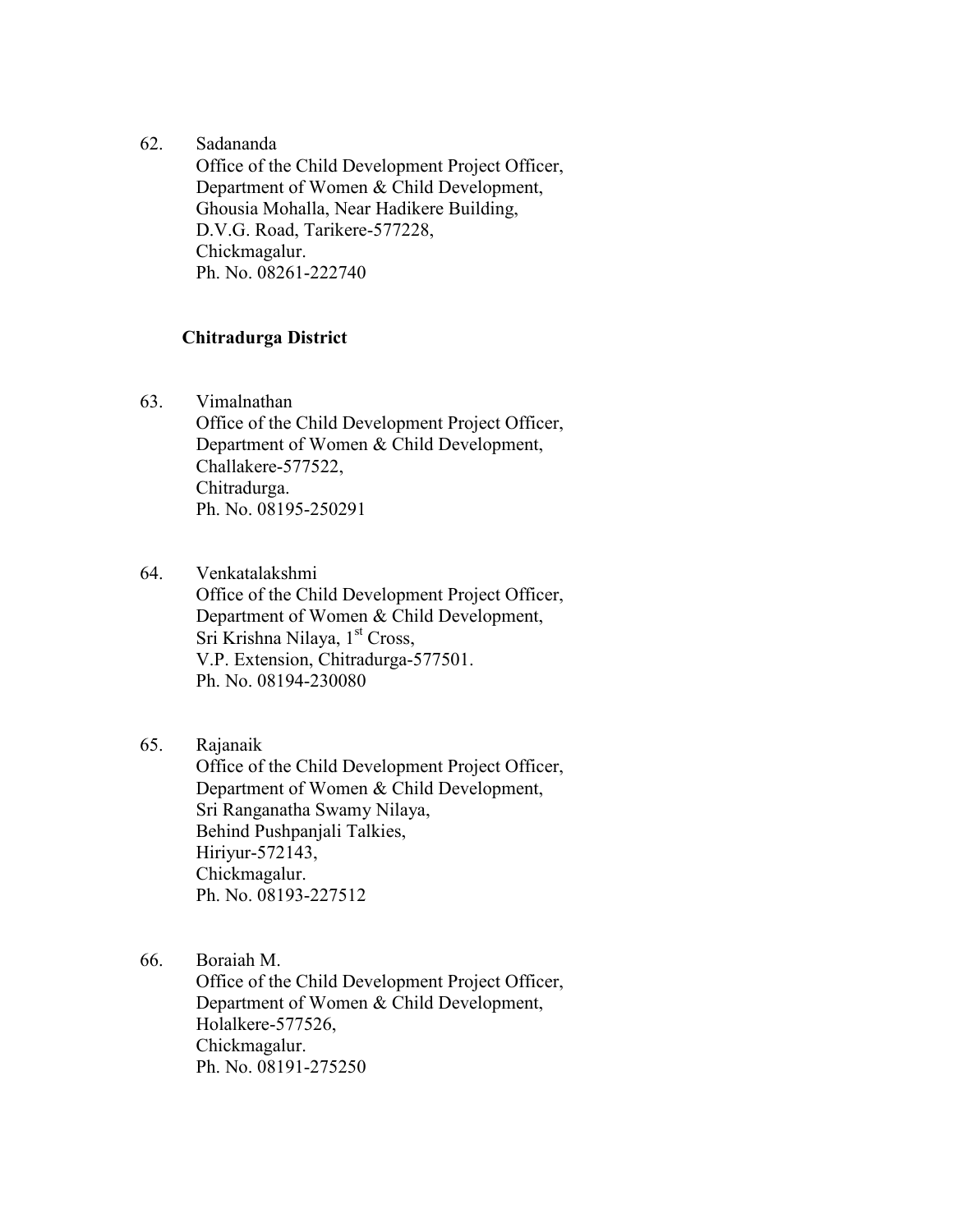62. Sadananda
    Office of the Child Development Project Officer,
    Department of Women & Child Development,
    Ghousia Mohalla, Near Hadikere Building,
    D.V.G. Road, Tarikere-577228,
    Chickmagalur.
    Ph. No. 08261-222740

**Chitradurga District**

63. Vimalnathan
    Office of the Child Development Project Officer,
    Department of Women & Child Development,
    Challakere-577522,
    Chitradurga.
    Ph. No. 08195-250291

64. Venkatalakshmi
    Office of the Child Development Project Officer,
    Department of Women & Child Development,
    Sri Krishna Nilaya, 1st Cross,
    V.P. Extension, Chitradurga-577501.
    Ph. No. 08194-230080

65. Rajanaik
    Office of the Child Development Project Officer,
    Department of Women & Child Development,
    Sri Ranganatha Swamy Nilaya,
    Behind Pushpanjali Talkies,
    Hiriyur-572143,
    Chickmagalur.
    Ph. No. 08193-227512

66. Boraiah M.
    Office of the Child Development Project Officer,
    Department of Women & Child Development,
    Holalkere-577526,
    Chickmagalur.
    Ph. No. 08191-275250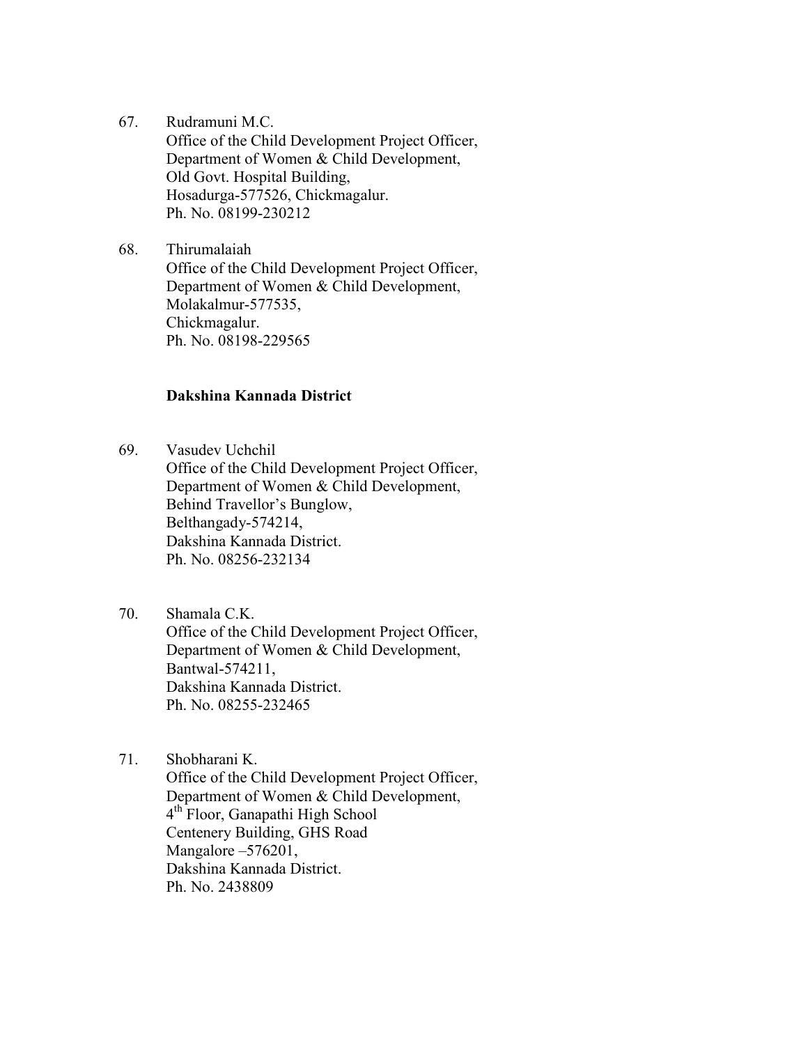67. Rudramuni M.C.
    Office of the Child Development Project Officer,
    Department of Women & Child Development,
    Old Govt. Hospital Building,
    Hosadurga-577526, Chickmagalur.
    Ph. No. 08199-230212

68. Thirumalaiah
    Office of the Child Development Project Officer,
    Department of Women & Child Development,
    Molakalmur-577535,
    Chickmagalur.
    Ph. No. 08198-229565

**Dakshina Kannada District**

69. Vasudev Uchchil
    Office of the Child Development Project Officer,
    Department of Women & Child Development,
    Behind Travellor's Bunglow,
    Belthangady-574214,
    Dakshina Kannada District.
    Ph. No. 08256-232134

70. Shamala C.K.
    Office of the Child Development Project Officer,
    Department of Women & Child Development,
    Bantwal-574211,
    Dakshina Kannada District.
    Ph. No. 08255-232465

71. Shobharani K.
    Office of the Child Development Project Officer,
    Department of Women & Child Development,
    4th Floor, Ganapathi High School
    Centenery Building, GHS Road
    Mangalore –576201,
    Dakshina Kannada District.
    Ph. No. 2438809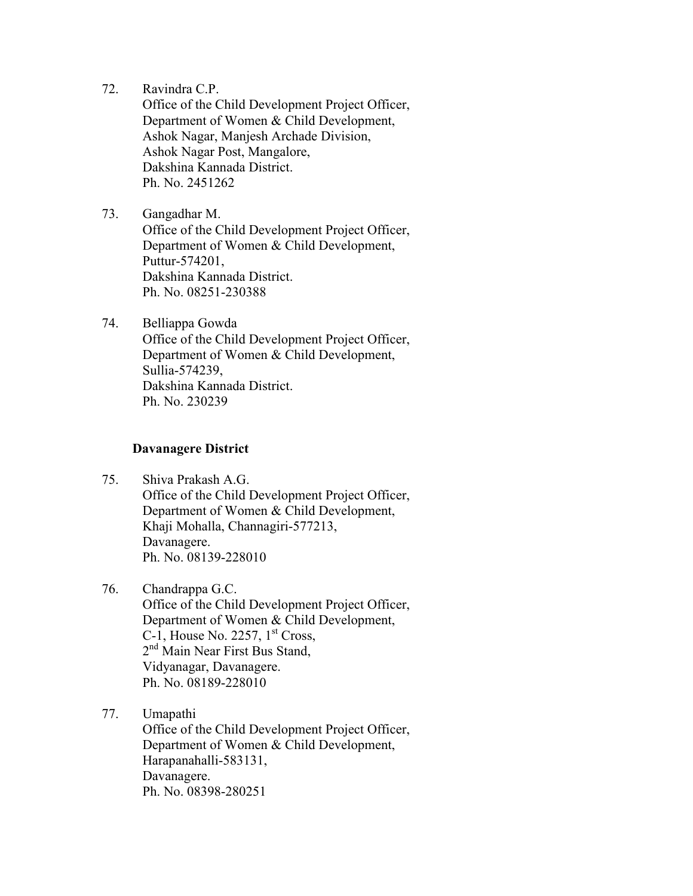72. Ravindra C.P.
    Office of the Child Development Project Officer,
    Department of Women & Child Development,
    Ashok Nagar, Manjesh Archade Division,
    Ashok Nagar Post, Mangalore,
    Dakshina Kannada District.
    Ph. No. 2451262

73. Gangadhar M.
    Office of the Child Development Project Officer,
    Department of Women & Child Development,
    Puttur-574201,
    Dakshina Kannada District.
    Ph. No. 08251-230388

74. Belliappa Gowda
    Office of the Child Development Project Officer,
    Department of Women & Child Development,
    Sullia-574239,
    Dakshina Kannada District.
    Ph. No. 230239

**Davanagere District**

75. Shiva Prakash A.G.
    Office of the Child Development Project Officer,
    Department of Women & Child Development,
    Khaji Mohalla, Channagiri-577213,
    Davanagere.
    Ph. No. 08139-228010

76. Chandrappa G.C.
    Office of the Child Development Project Officer,
    Department of Women & Child Development,
    C-1, House No. 2257, 1st Cross,
    2nd Main Near First Bus Stand,
    Vidyanagar, Davanagere.
    Ph. No. 08189-228010

77. Umapathi
    Office of the Child Development Project Officer,
    Department of Women & Child Development,
    Harapanahalli-583131,
    Davanagere.
    Ph. No. 08398-280251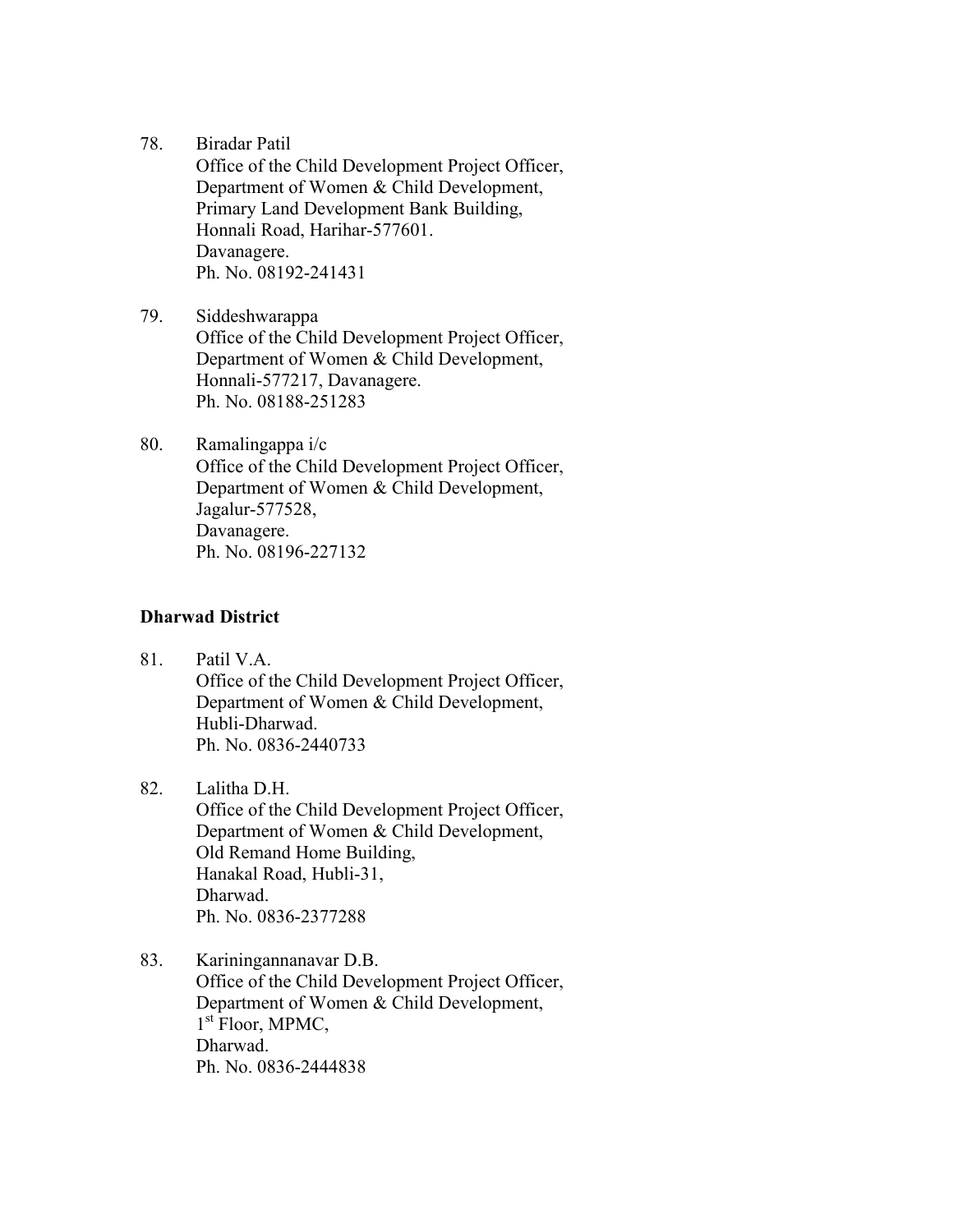78. Biradar Patil
    Office of the Child Development Project Officer,
    Department of Women & Child Development,
    Primary Land Development Bank Building,
    Honnali Road, Harihar-577601.
    Davanagere.
    Ph. No. 08192-241431

79. Siddeshwarappa
    Office of the Child Development Project Officer,
    Department of Women & Child Development,
    Honnali-577217, Davanagere.
    Ph. No. 08188-251283

80. Ramalingappa i/c
    Office of the Child Development Project Officer,
    Department of Women & Child Development,
    Jagalur-577528,
    Davanagere.
    Ph. No. 08196-227132

**Dharwad District**

81. Patil V.A.
    Office of the Child Development Project Officer,
    Department of Women & Child Development,
    Hubli-Dharwad.
    Ph. No. 0836-2440733

82. Lalitha D.H.
    Office of the Child Development Project Officer,
    Department of Women & Child Development,
    Old Remand Home Building,
    Hanakal Road, Hubli-31,
    Dharwad.
    Ph. No. 0836-2377288

83. Kariningannanavar D.B.
    Office of the Child Development Project Officer,
    Department of Women & Child Development,
    1st Floor, MPMC,
    Dharwad.
    Ph. No. 0836-2444838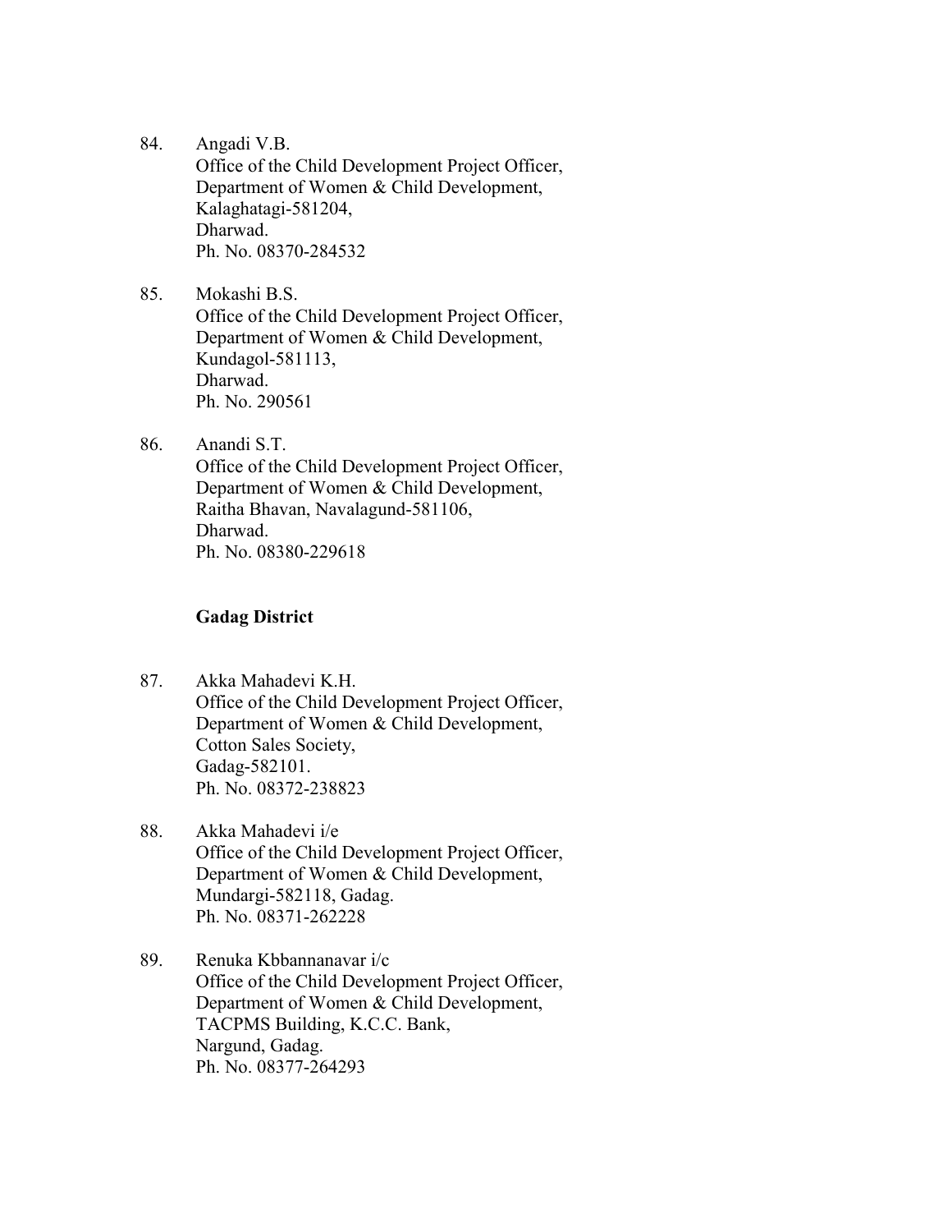84. Angadi V.B.  
Office of the Child Development Project Officer,  
Department of Women & Child Development,  
Kalaghatagi-581204,  
Dharwad.  
Ph. No. 08370-284532

85. Mokashi B.S.  
Office of the Child Development Project Officer,  
Department of Women & Child Development,  
Kundagol-581113,  
Dharwad.  
Ph. No. 290561

86. Anandi S.T.  
Office of the Child Development Project Officer,  
Department of Women & Child Development,  
Raitha Bhavan, Navalagund-581106,  
Dharwad.  
Ph. No. 08380-229618

**Gadag District**

87. Akka Mahadevi K.H.  
Office of the Child Development Project Officer,  
Department of Women & Child Development,  
Cotton Sales Society,  
Gadag-582101.  
Ph. No. 08372-238823

88. Akka Mahadevi i/e  
Office of the Child Development Project Officer,  
Department of Women & Child Development,  
Mundargi-582118, Gadag.  
Ph. No. 08371-262228

89. Renuka Kbbannanavar i/c  
Office of the Child Development Project Officer,  
Department of Women & Child Development,  
TACPMS Building, K.C.C. Bank,  
Nargund, Gadag.  
Ph. No. 08377-264293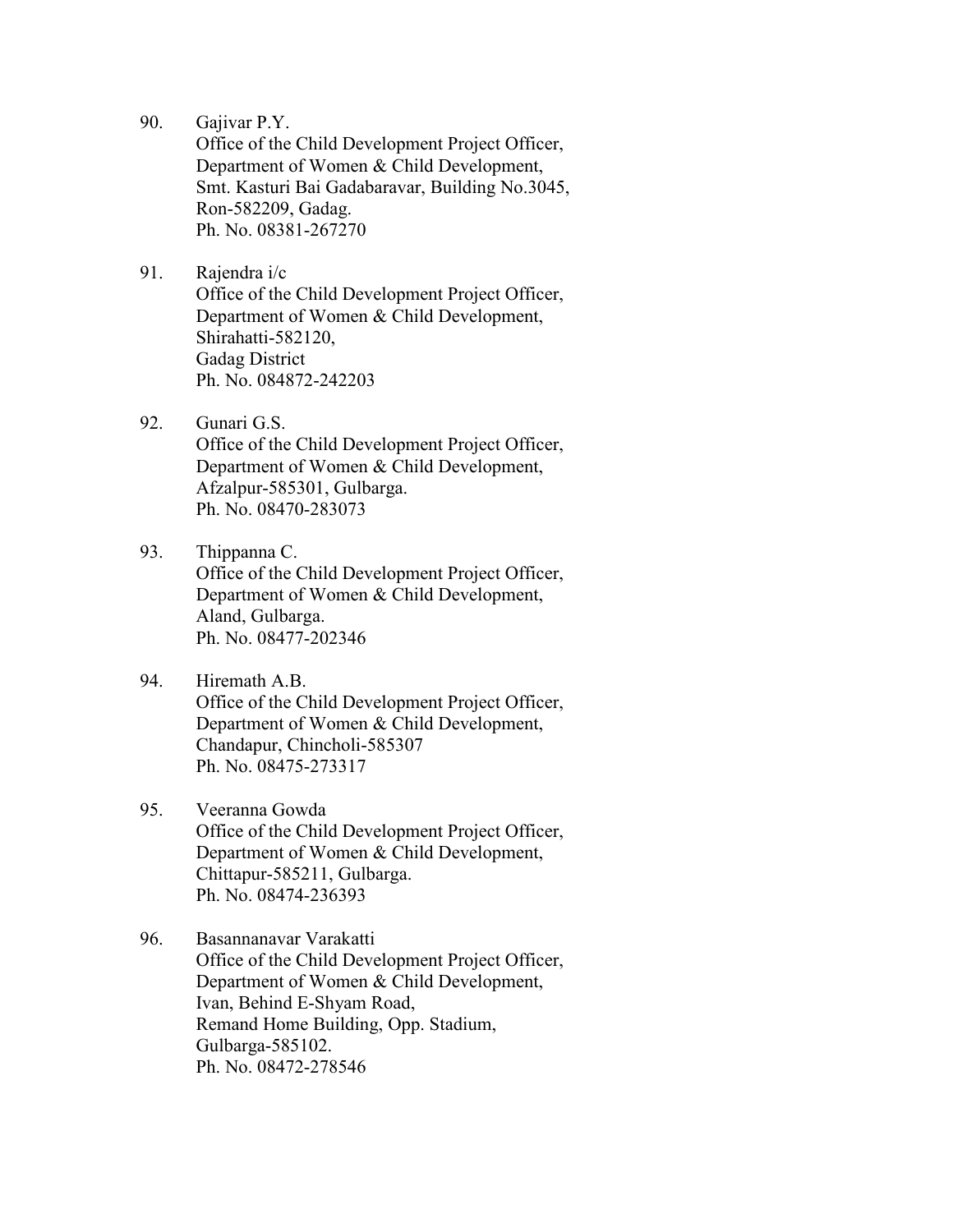90. Gajivar P.Y.
    Office of the Child Development Project Officer,
    Department of Women & Child Development,
    Smt. Kasturi Bai Gadabaravar, Building No.3045,
    Ron-582209, Gadag.
    Ph. No. 08381-267270

91. Rajendra i/c
    Office of the Child Development Project Officer,
    Department of Women & Child Development,
    Shirahatti-582120,
    Gadag District
    Ph. No. 084872-242203

92. Gunari G.S.
    Office of the Child Development Project Officer,
    Department of Women & Child Development,
    Afzalpur-585301, Gulbarga.
    Ph. No. 08470-283073

93. Thippanna C.
    Office of the Child Development Project Officer,
    Department of Women & Child Development,
    Aland, Gulbarga.
    Ph. No. 08477-202346

94. Hiremath A.B.
    Office of the Child Development Project Officer,
    Department of Women & Child Development,
    Chandapur, Chincholi-585307
    Ph. No. 08475-273317

95. Veeranna Gowda
    Office of the Child Development Project Officer,
    Department of Women & Child Development,
    Chittapur-585211, Gulbarga.
    Ph. No. 08474-236393

96. Basannanavar Varakatti
    Office of the Child Development Project Officer,
    Department of Women & Child Development,
    Ivan, Behind E-Shyam Road,
    Remand Home Building, Opp. Stadium,
    Gulbarga-585102.
    Ph. No. 08472-278546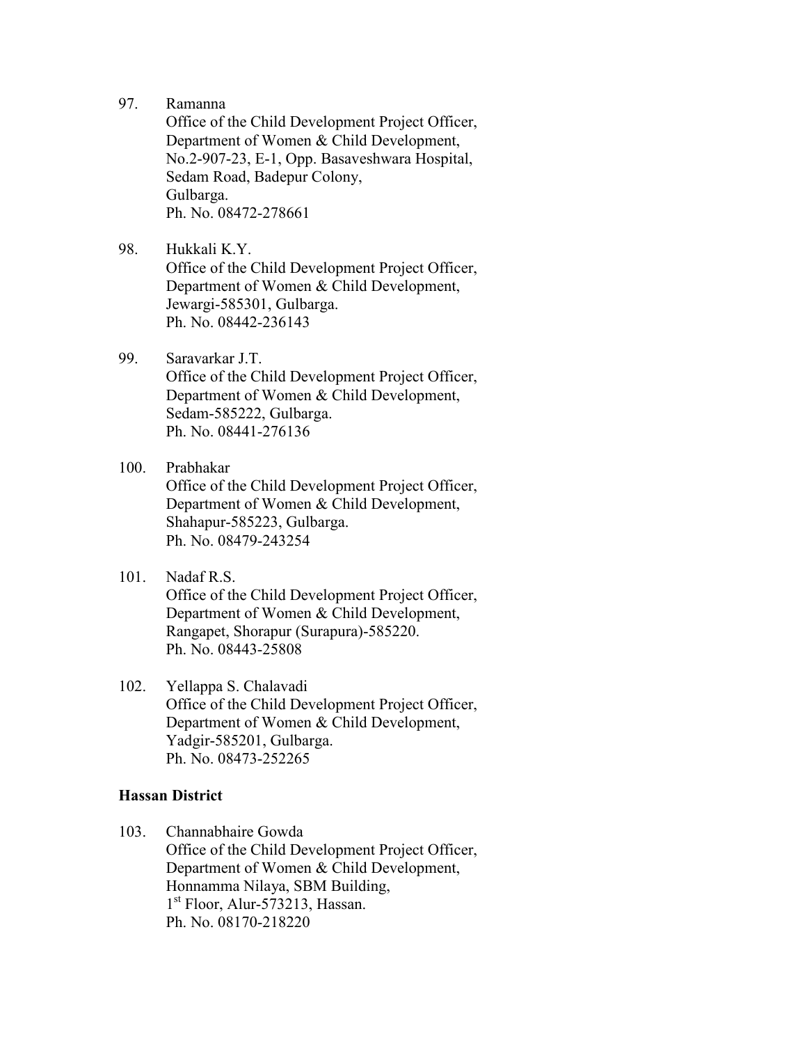97. Ramanna
    Office of the Child Development Project Officer,
    Department of Women & Child Development,
    No.2-907-23, E-1, Opp. Basaveshwara Hospital,
    Sedam Road, Badepur Colony,
    Gulbarga.
    Ph. No. 08472-278661

98. Hukkali K.Y.
    Office of the Child Development Project Officer,
    Department of Women & Child Development,
    Jewargi-585301, Gulbarga.
    Ph. No. 08442-236143

99. Saravarkar J.T.
    Office of the Child Development Project Officer,
    Department of Women & Child Development,
    Sedam-585222, Gulbarga.
    Ph. No. 08441-276136

100. Prabhakar
    Office of the Child Development Project Officer,
    Department of Women & Child Development,
    Shahapur-585223, Gulbarga.
    Ph. No. 08479-243254

101. Nadaf R.S.
    Office of the Child Development Project Officer,
    Department of Women & Child Development,
    Rangapet, Shorapur (Surapura)-585220.
    Ph. No. 08443-25808

102. Yellappa S. Chalavadi
    Office of the Child Development Project Officer,
    Department of Women & Child Development,
    Yadgir-585201, Gulbarga.
    Ph. No. 08473-252265

**Hassan District**

103. Channabhaire Gowda
    Office of the Child Development Project Officer,
    Department of Women & Child Development,
    Honnamma Nilaya, SBM Building,
    1st Floor, Alur-573213, Hassan.
    Ph. No. 08170-218220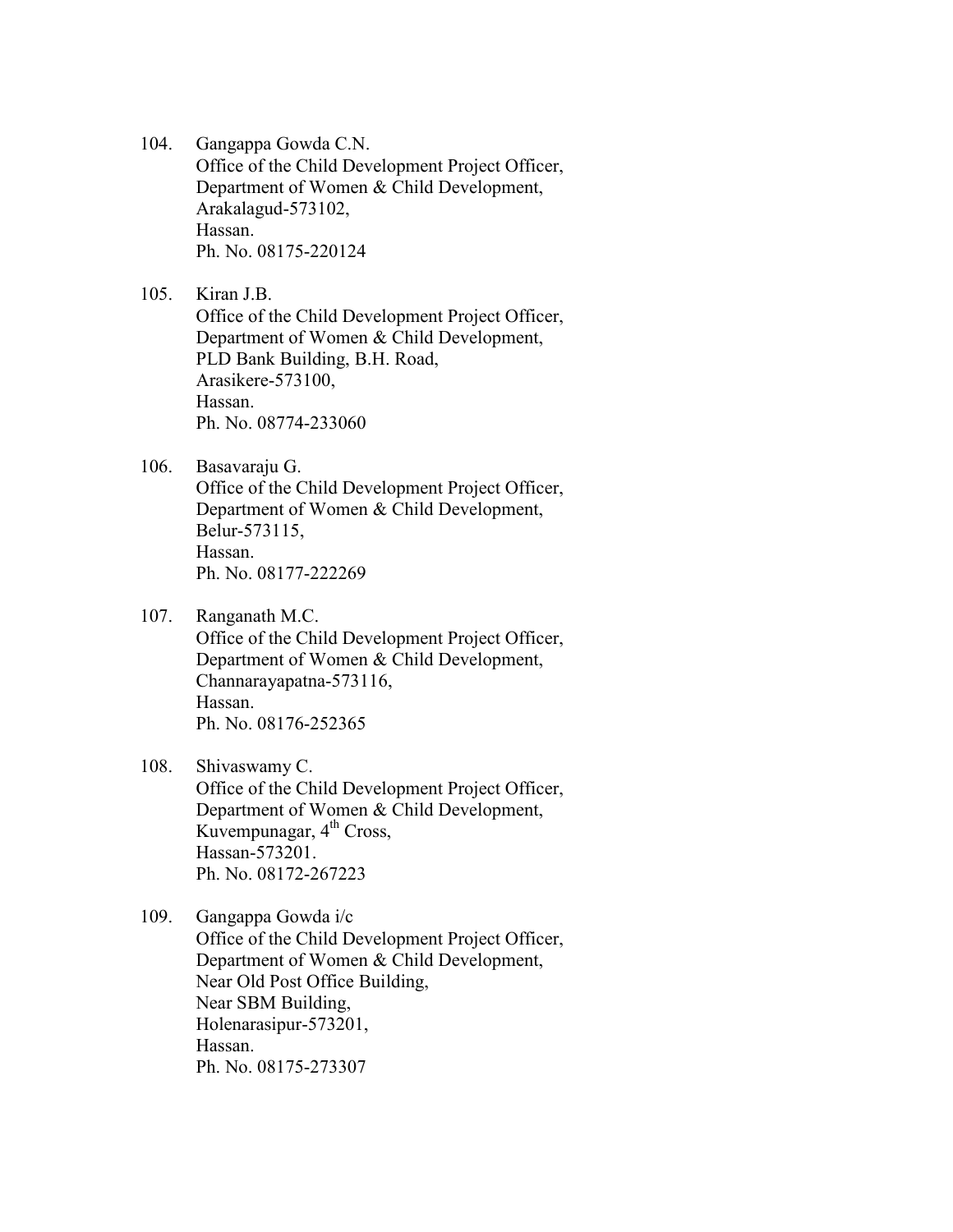104. Gangappa Gowda C.N.
     Office of the Child Development Project Officer,
     Department of Women & Child Development,
     Arakalagud-573102,
     Hassan.
     Ph. No. 08175-220124

105. Kiran J.B.
     Office of the Child Development Project Officer,
     Department of Women & Child Development,
     PLD Bank Building, B.H. Road,
     Arasikere-573100,
     Hassan.
     Ph. No. 08774-233060

106. Basavaraju G.
     Office of the Child Development Project Officer,
     Department of Women & Child Development,
     Belur-573115,
     Hassan.
     Ph. No. 08177-222269

107. Ranganath M.C.
     Office of the Child Development Project Officer,
     Department of Women & Child Development,
     Channarayapatna-573116,
     Hassan.
     Ph. No. 08176-252365

108. Shivaswamy C.
     Office of the Child Development Project Officer,
     Department of Women & Child Development,
     Kuvempunagar, 4th Cross,
     Hassan-573201.
     Ph. No. 08172-267223

109. Gangappa Gowda i/c
     Office of the Child Development Project Officer,
     Department of Women & Child Development,
     Near Old Post Office Building,
     Near SBM Building,
     Holenarasipur-573201,
     Hassan.
     Ph. No. 08175-273307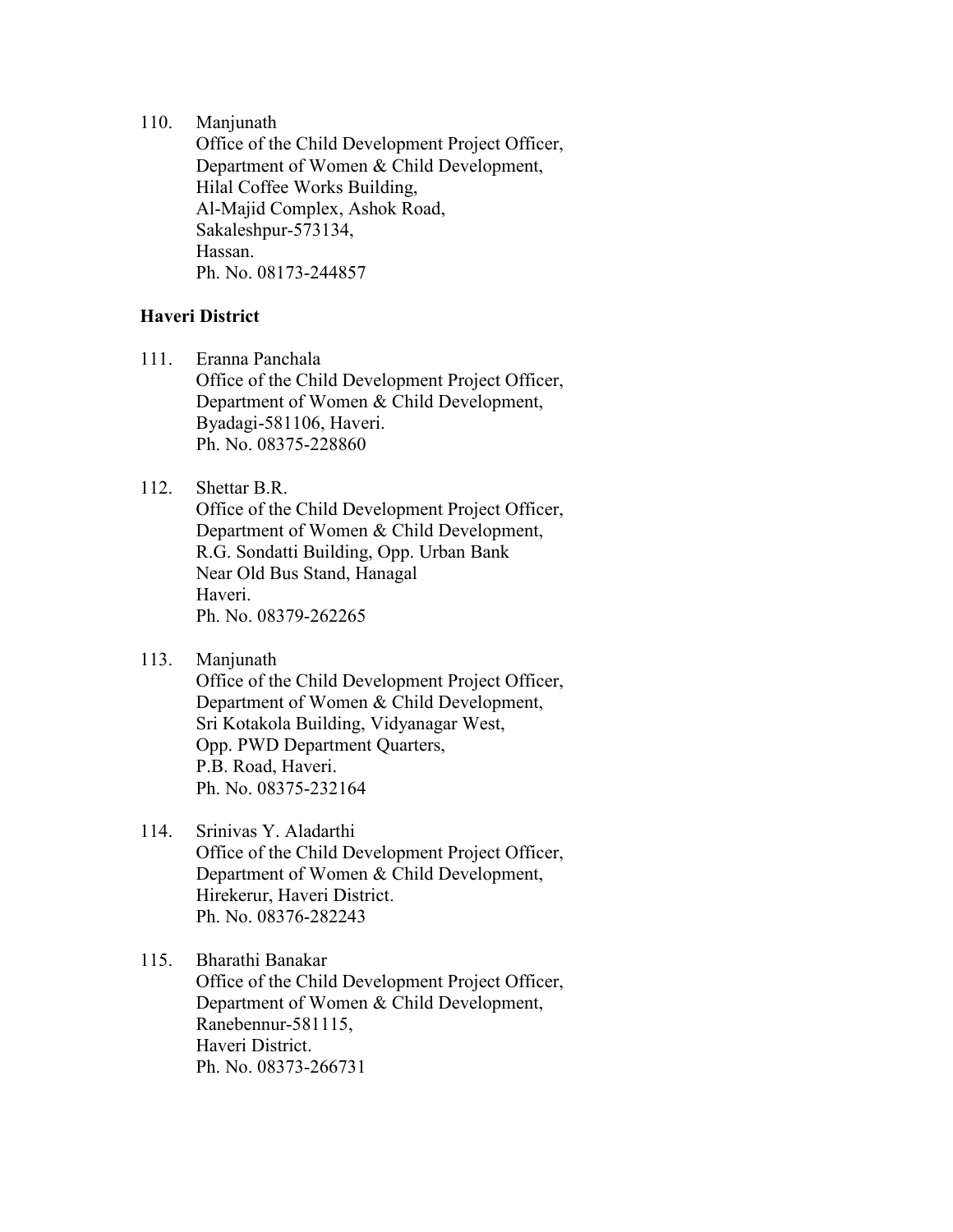110. Manjunath  
Office of the Child Development Project Officer,  
Department of Women & Child Development,  
Hilal Coffee Works Building,  
Al-Majid Complex, Ashok Road,  
Sakaleshpur-573134,  
Hassan.  
Ph. No. 08173-244857

**Haveri District**

111. Eranna Panchala  
Office of the Child Development Project Officer,  
Department of Women & Child Development,  
Byadagi-581106, Haveri.  
Ph. No. 08375-228860

112. Shettar B.R.  
Office of the Child Development Project Officer,  
Department of Women & Child Development,  
R.G. Sondatti Building, Opp. Urban Bank  
Near Old Bus Stand, Hanagal  
Haveri.  
Ph. No. 08379-262265

113. Manjunath  
Office of the Child Development Project Officer,  
Department of Women & Child Development,  
Sri Kotakola Building, Vidyanagar West,  
Opp. PWD Department Quarters,  
P.B. Road, Haveri.  
Ph. No. 08375-232164

114. Srinivas Y. Aladarthi  
Office of the Child Development Project Officer,  
Department of Women & Child Development,  
Hirekerur, Haveri District.  
Ph. No. 08376-282243

115. Bharathi Banakar  
Office of the Child Development Project Officer,  
Department of Women & Child Development,  
Ranebennur-581115,  
Haveri District.  
Ph. No. 08373-266731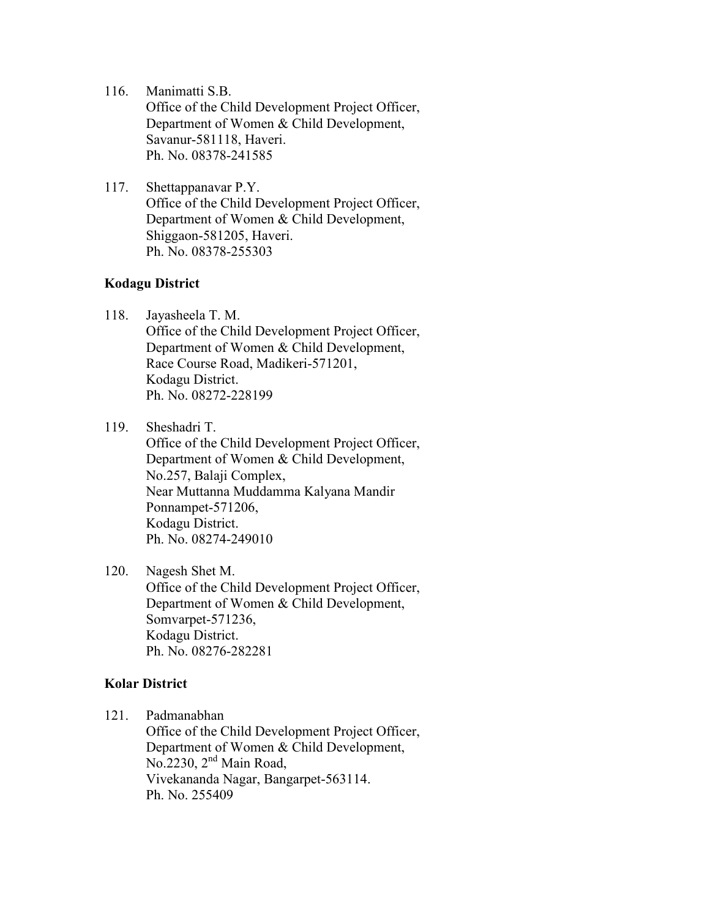116. Manimatti S.B.
     Office of the Child Development Project Officer,
     Department of Women & Child Development,
     Savanur-581118, Haveri.
     Ph. No. 08378-241585

117. Shettappanavar P.Y.
     Office of the Child Development Project Officer,
     Department of Women & Child Development,
     Shiggaon-581205, Haveri.
     Ph. No. 08378-255303

**Kodagu District**

118. Jayasheela T. M.
     Office of the Child Development Project Officer,
     Department of Women & Child Development,
     Race Course Road, Madikeri-571201,
     Kodagu District.
     Ph. No. 08272-228199

119. Sheshadri T.
     Office of the Child Development Project Officer,
     Department of Women & Child Development,
     No.257, Balaji Complex,
     Near Muttanna Muddamma Kalyana Mandir
     Ponnampet-571206,
     Kodagu District.
     Ph. No. 08274-249010

120. Nagesh Shet M.
     Office of the Child Development Project Officer,
     Department of Women & Child Development,
     Somvarpet-571236,
     Kodagu District.
     Ph. No. 08276-282281

**Kolar District**

121. Padmanabhan
     Office of the Child Development Project Officer,
     Department of Women & Child Development,
     No.2230, 2nd Main Road,
     Vivekananda Nagar, Bangarpet-563114.
     Ph. No. 255409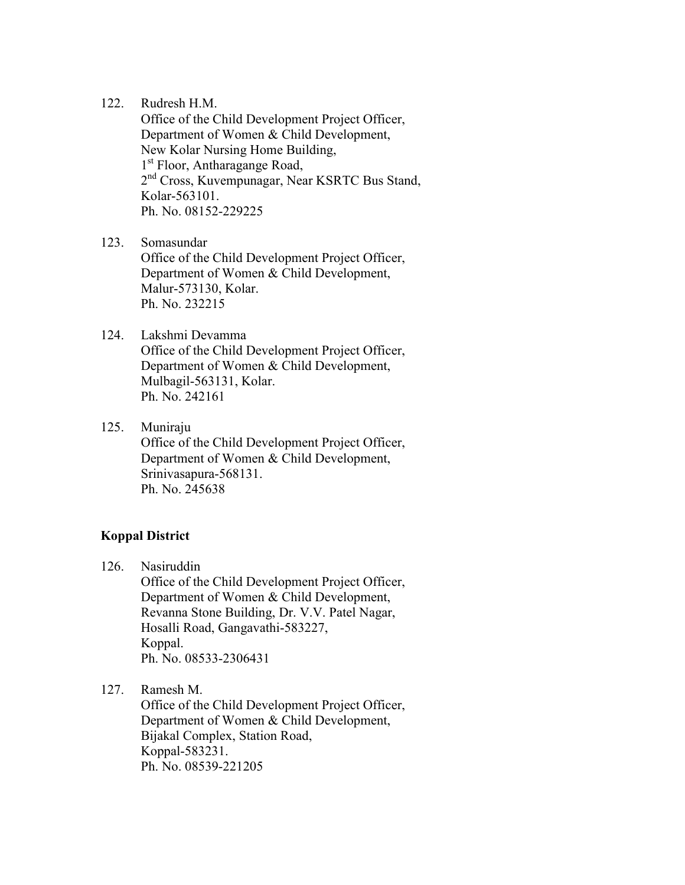122. Rudresh H.M.
Office of the Child Development Project Officer,
Department of Women & Child Development,
New Kolar Nursing Home Building,
1st Floor, Antharagange Road,
2nd Cross, Kuvempunagar, Near KSRTC Bus Stand,
Kolar-563101.
Ph. No. 08152-229225

123. Somasundar
Office of the Child Development Project Officer,
Department of Women & Child Development,
Malur-573130, Kolar.
Ph. No. 232215

124. Lakshmi Devamma
Office of the Child Development Project Officer,
Department of Women & Child Development,
Mulbagil-563131, Kolar.
Ph. No. 242161

125. Muniraju
Office of the Child Development Project Officer,
Department of Women & Child Development,
Srinivasapura-568131.
Ph. No. 245638

**Koppal District**

126. Nasiruddin
Office of the Child Development Project Officer,
Department of Women & Child Development,
Revanna Stone Building, Dr. V.V. Patel Nagar,
Hosalli Road, Gangavathi-583227,
Koppal.
Ph. No. 08533-2306431

127. Ramesh M.
Office of the Child Development Project Officer,
Department of Women & Child Development,
Bijakal Complex, Station Road,
Koppal-583231.
Ph. No. 08539-221205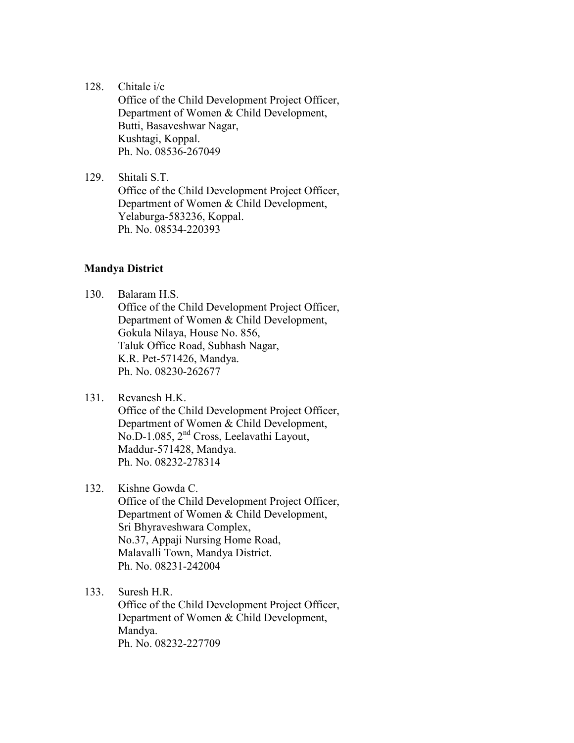128. Chitale i/c
     Office of the Child Development Project Officer,
     Department of Women & Child Development,
     Butti, Basaveshwar Nagar,
     Kushtagi, Koppal.
     Ph. No. 08536-267049

129. Shitali S.T.
     Office of the Child Development Project Officer,
     Department of Women & Child Development,
     Yelaburga-583236, Koppal.
     Ph. No. 08534-220393

**Mandya District**

130. Balaram H.S.
     Office of the Child Development Project Officer,
     Department of Women & Child Development,
     Gokula Nilaya, House No. 856,
     Taluk Office Road, Subhash Nagar,
     K.R. Pet-571426, Mandya.
     Ph. No. 08230-262677

131. Revanesh H.K.
     Office of the Child Development Project Officer,
     Department of Women & Child Development,
     No.D-1.085, 2nd Cross, Leelavathi Layout,
     Maddur-571428, Mandya.
     Ph. No. 08232-278314

132. Kishne Gowda C.
     Office of the Child Development Project Officer,
     Department of Women & Child Development,
     Sri Bhyraveshwara Complex,
     No.37, Appaji Nursing Home Road,
     Malavalli Town, Mandya District.
     Ph. No. 08231-242004

133. Suresh H.R.
     Office of the Child Development Project Officer,
     Department of Women & Child Development,
     Mandya.
     Ph. No. 08232-227709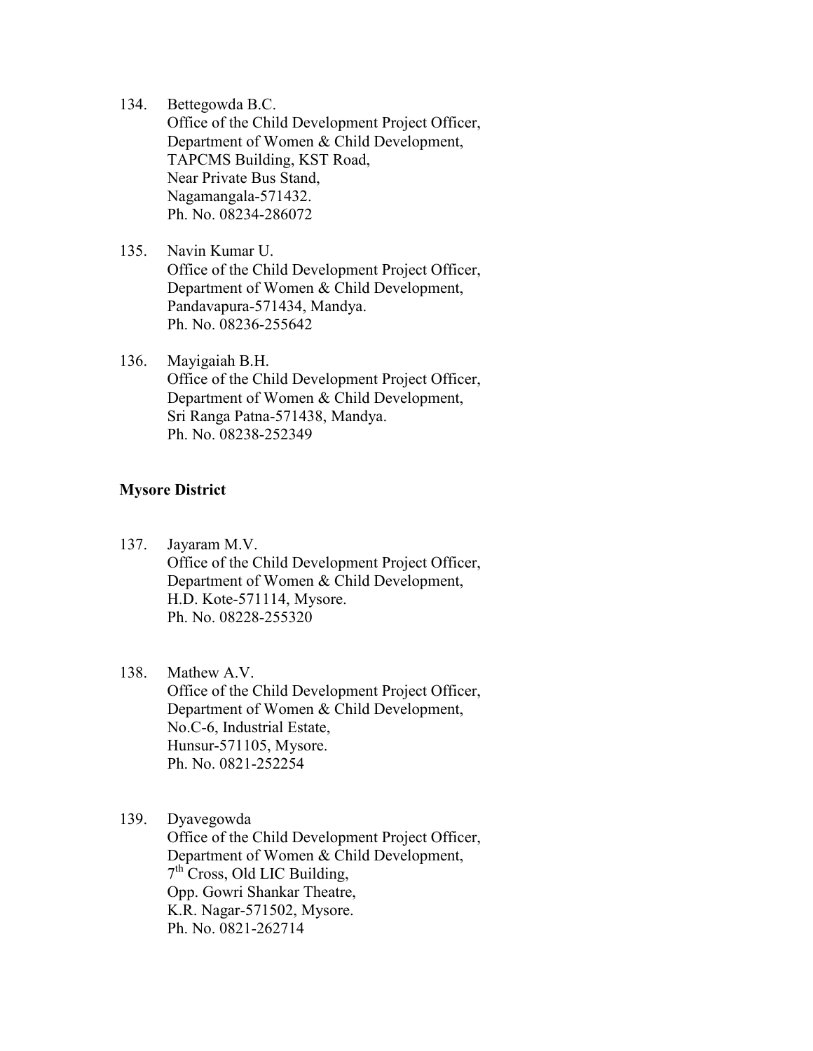134. Bettegowda B.C.
     Office of the Child Development Project Officer,
     Department of Women & Child Development,
     TAPCMS Building, KST Road,
     Near Private Bus Stand,
     Nagamangala-571432.
     Ph. No. 08234-286072

135. Navin Kumar U.
     Office of the Child Development Project Officer,
     Department of Women & Child Development,
     Pandavapura-571434, Mandya.
     Ph. No. 08236-255642

136. Mayigaiah B.H.
     Office of the Child Development Project Officer,
     Department of Women & Child Development,
     Sri Ranga Patna-571438, Mandya.
     Ph. No. 08238-252349

**Mysore District**

137. Jayaram M.V.
     Office of the Child Development Project Officer,
     Department of Women & Child Development,
     H.D. Kote-571114, Mysore.
     Ph. No. 08228-255320

138. Mathew A.V.
     Office of the Child Development Project Officer,
     Department of Women & Child Development,
     No.C-6, Industrial Estate,
     Hunsur-571105, Mysore.
     Ph. No. 0821-252254

139. Dyavegowda
     Office of the Child Development Project Officer,
     Department of Women & Child Development,
     7th Cross, Old LIC Building,
     Opp. Gowri Shankar Theatre,
     K.R. Nagar-571502, Mysore.
     Ph. No. 0821-262714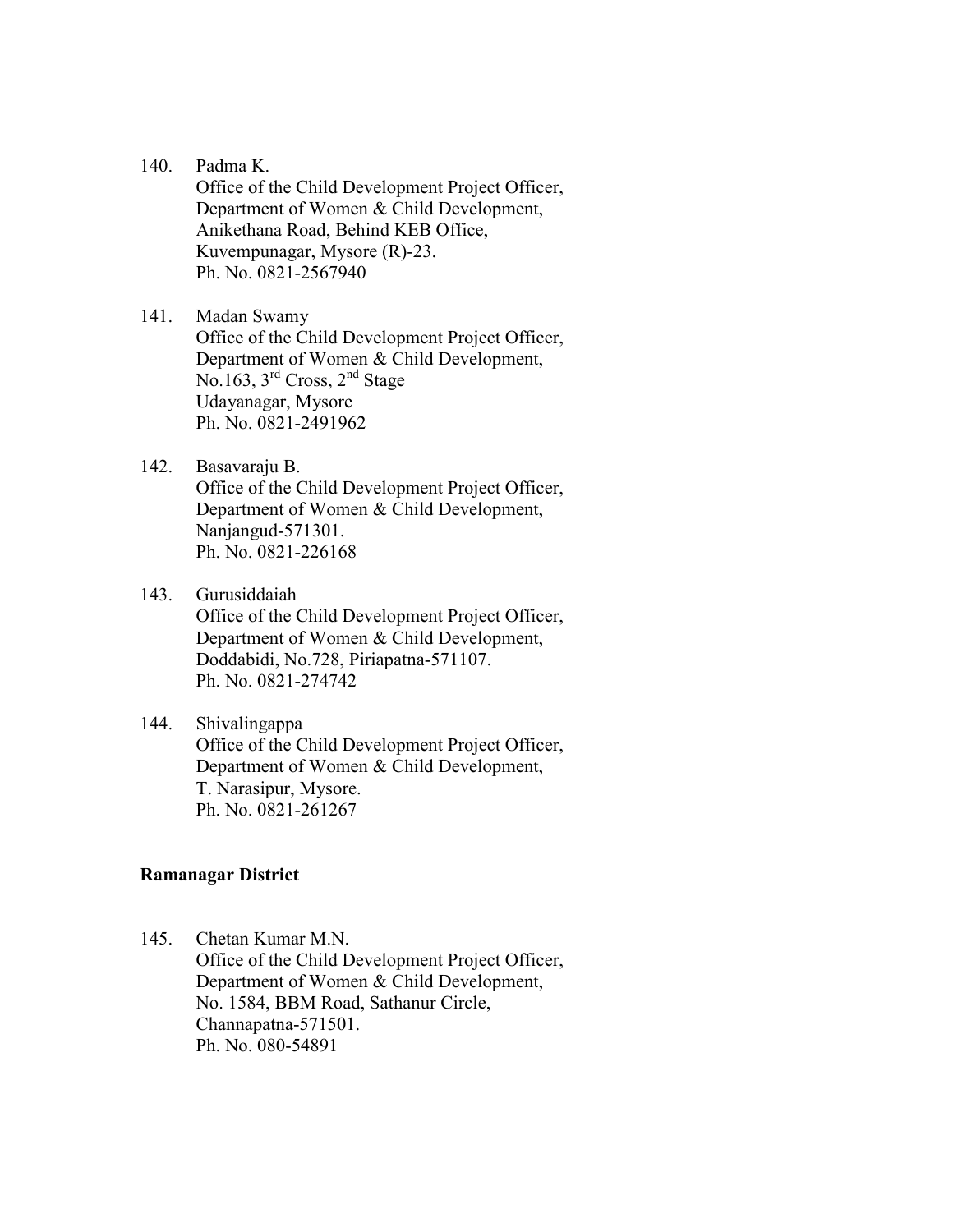140. Padma K.
 Office of the Child Development Project Officer,
 Department of Women & Child Development,
 Anikethana Road, Behind KEB Office,
 Kuvempunagar, Mysore (R)-23.
 Ph. No. 0821-2567940

141. Madan Swamy
 Office of the Child Development Project Officer,
 Department of Women & Child Development,
 No.163, 3rd Cross, 2nd Stage
 Udayanagar, Mysore
 Ph. No. 0821-2491962

142. Basavaraju B.
 Office of the Child Development Project Officer,
 Department of Women & Child Development,
 Nanjangud-571301.
 Ph. No. 0821-226168

143. Gurusiddaiah
 Office of the Child Development Project Officer,
 Department of Women & Child Development,
 Doddabidi, No.728, Piriapatna-571107.
 Ph. No. 0821-274742

144. Shivalingappa
 Office of the Child Development Project Officer,
 Department of Women & Child Development,
 T. Narasipur, Mysore.
 Ph. No. 0821-261267

**Ramanagar District**

145. Chetan Kumar M.N.
 Office of the Child Development Project Officer,
 Department of Women & Child Development,
 No. 1584, BBM Road, Sathanur Circle,
 Channapatna-571501.
 Ph. No. 080-54891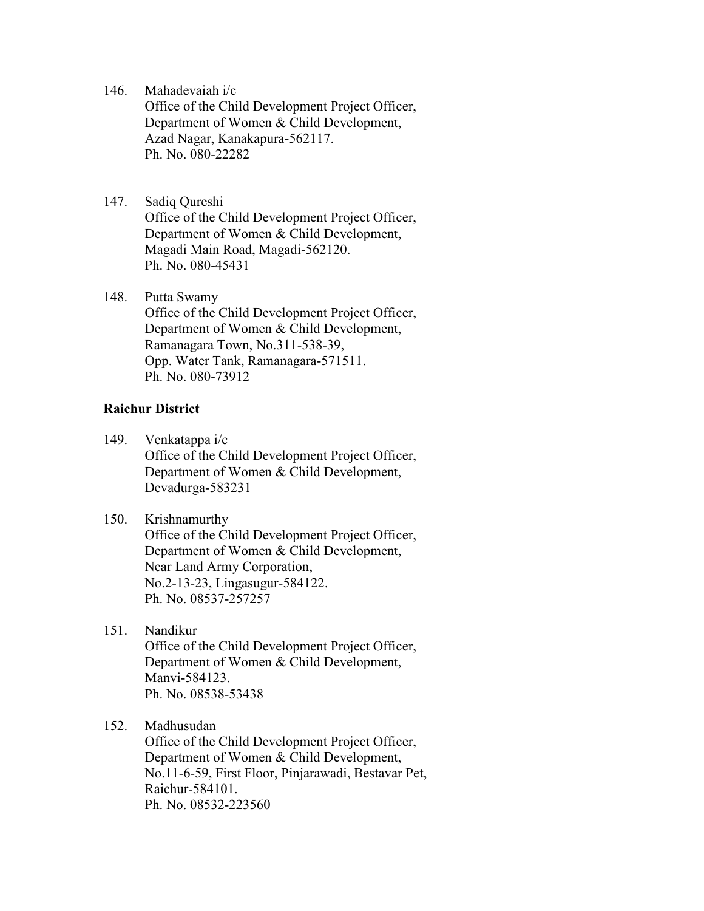146. Mahadevaiah i/c
     Office of the Child Development Project Officer,
     Department of Women & Child Development,
     Azad Nagar, Kanakapura-562117.
     Ph. No. 080-22282

147. Sadiq Qureshi
     Office of the Child Development Project Officer,
     Department of Women & Child Development,
     Magadi Main Road, Magadi-562120.
     Ph. No. 080-45431

148. Putta Swamy
     Office of the Child Development Project Officer,
     Department of Women & Child Development,
     Ramanagara Town, No.311-538-39,
     Opp. Water Tank, Ramanagara-571511.
     Ph. No. 080-73912

**Raichur District**

149. Venkatappa i/c
     Office of the Child Development Project Officer,
     Department of Women & Child Development,
     Devadurga-583231

150. Krishnamurthy
     Office of the Child Development Project Officer,
     Department of Women & Child Development,
     Near Land Army Corporation,
     No.2-13-23, Lingasugur-584122.
     Ph. No. 08537-257257

151. Nandikur
     Office of the Child Development Project Officer,
     Department of Women & Child Development,
     Manvi-584123.
     Ph. No. 08538-53438

152. Madhusudan
     Office of the Child Development Project Officer,
     Department of Women & Child Development,
     No.11-6-59, First Floor, Pinjarawadi, Bestavar Pet,
     Raichur-584101.
     Ph. No. 08532-223560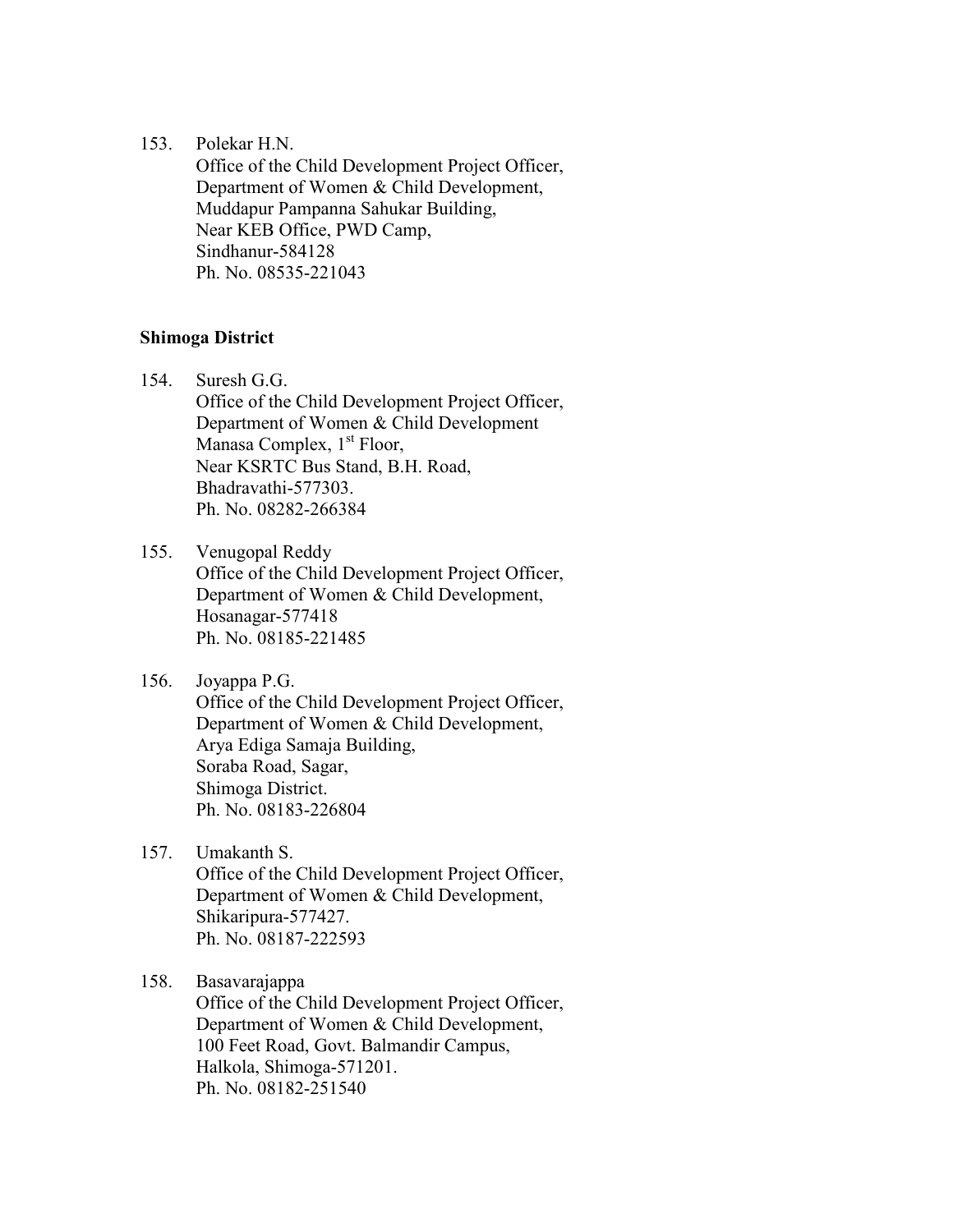153. Polekar H.N.
     Office of the Child Development Project Officer,
     Department of Women & Child Development,
     Muddapur Pampanna Sahukar Building,
     Near KEB Office, PWD Camp,
     Sindhanur-584128
     Ph. No. 08535-221043

**Shimoga District**

154. Suresh G.G.
     Office of the Child Development Project Officer,
     Department of Women & Child Development
     Manasa Complex, 1st Floor,
     Near KSRTC Bus Stand, B.H. Road,
     Bhadravathi-577303.
     Ph. No. 08282-266384

155. Venugopal Reddy
     Office of the Child Development Project Officer,
     Department of Women & Child Development,
     Hosanagar-577418
     Ph. No. 08185-221485

156. Joyappa P.G.
     Office of the Child Development Project Officer,
     Department of Women & Child Development,
     Arya Ediga Samaja Building,
     Soraba Road, Sagar,
     Shimoga District.
     Ph. No. 08183-226804

157. Umakanth S.
     Office of the Child Development Project Officer,
     Department of Women & Child Development,
     Shikaripura-577427.
     Ph. No. 08187-222593

158. Basavarajappa
     Office of the Child Development Project Officer,
     Department of Women & Child Development,
     100 Feet Road, Govt. Balmandir Campus,
     Halkola, Shimoga-571201.
     Ph. No. 08182-251540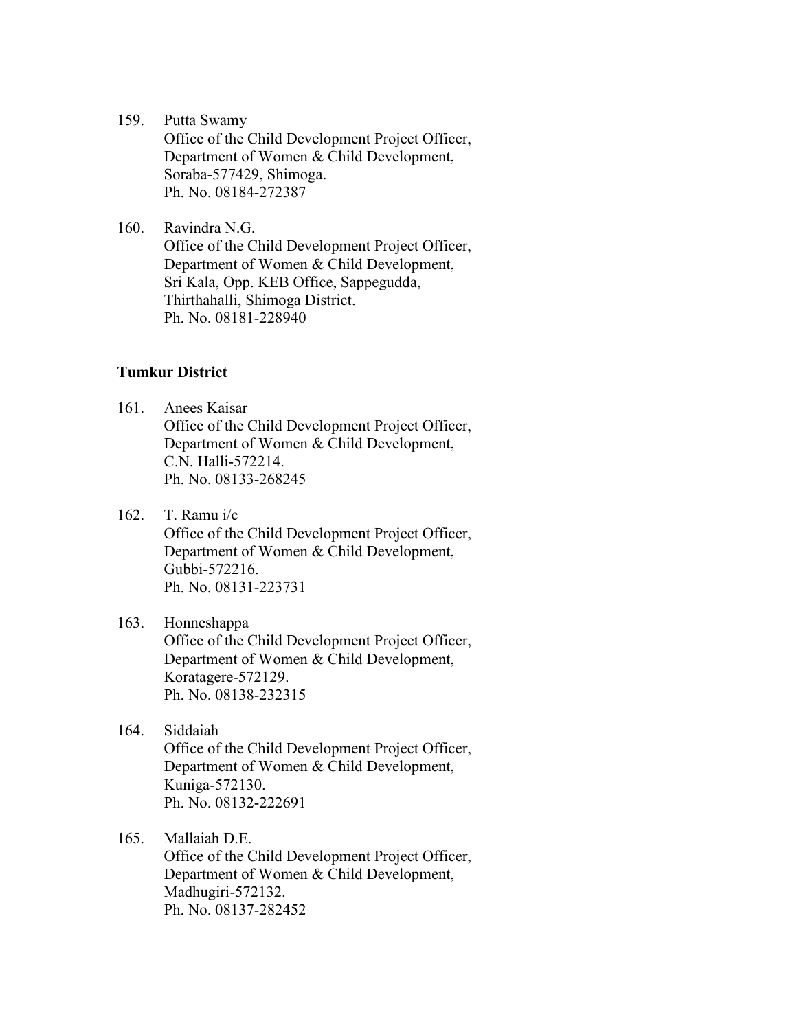159. Putta Swamy
     Office of the Child Development Project Officer,
     Department of Women & Child Development,
     Soraba-577429, Shimoga.
     Ph. No. 08184-272387

160. Ravindra N.G.
     Office of the Child Development Project Officer,
     Department of Women & Child Development,
     Sri Kala, Opp. KEB Office, Sappegudda,
     Thirthahalli, Shimoga District.
     Ph. No. 08181-228940

**Tumkur District**

161. Anees Kaisar
     Office of the Child Development Project Officer,
     Department of Women & Child Development,
     C.N. Halli-572214.
     Ph. No. 08133-268245

162. T. Ramu i/c
     Office of the Child Development Project Officer,
     Department of Women & Child Development,
     Gubbi-572216.
     Ph. No. 08131-223731

163. Honneshappa
     Office of the Child Development Project Officer,
     Department of Women & Child Development,
     Koratagere-572129.
     Ph. No. 08138-232315

164. Siddaiah
     Office of the Child Development Project Officer,
     Department of Women & Child Development,
     Kuniga-572130.
     Ph. No. 08132-222691

165. Mallaiah D.E.
     Office of the Child Development Project Officer,
     Department of Women & Child Development,
     Madhugiri-572132.
     Ph. No. 08137-282452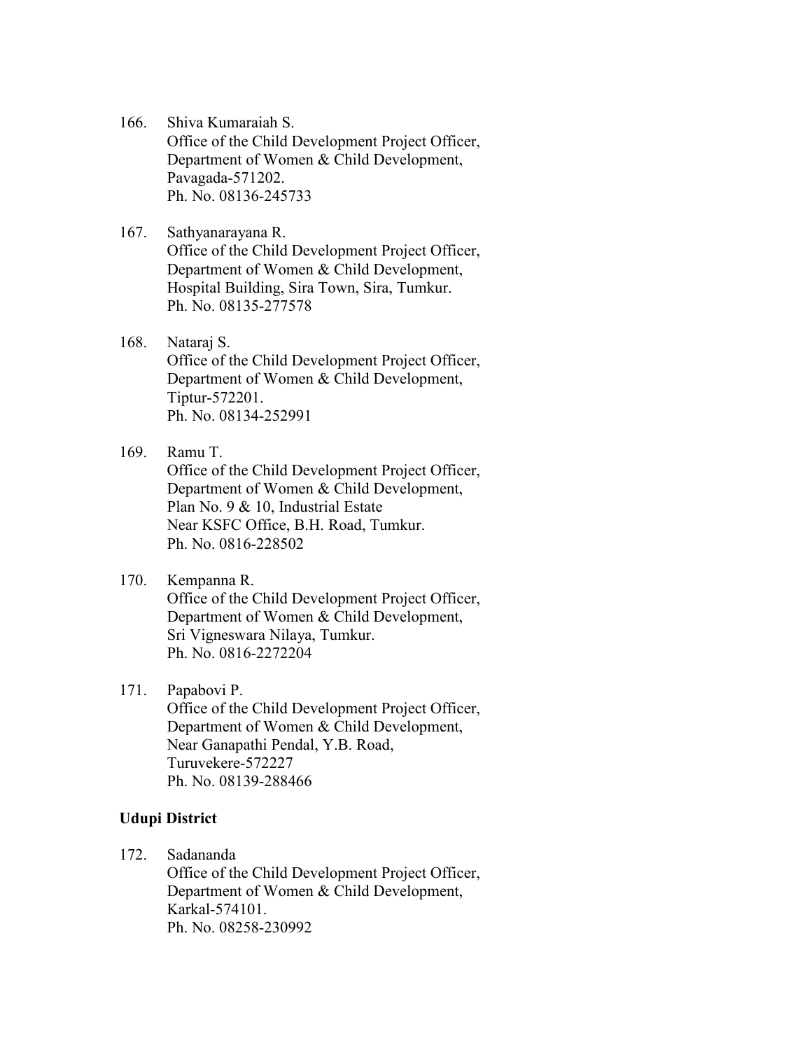166. Shiva Kumaraiah S.
     Office of the Child Development Project Officer,
     Department of Women & Child Development,
     Pavagada-571202.
     Ph. No. 08136-245733

167. Sathyanarayana R.
     Office of the Child Development Project Officer,
     Department of Women & Child Development,
     Hospital Building, Sira Town, Sira, Tumkur.
     Ph. No. 08135-277578

168. Nataraj S.
     Office of the Child Development Project Officer,
     Department of Women & Child Development,
     Tiptur-572201.
     Ph. No. 08134-252991

169. Ramu T.
     Office of the Child Development Project Officer,
     Department of Women & Child Development,
     Plan No. 9 & 10, Industrial Estate
     Near KSFC Office, B.H. Road, Tumkur.
     Ph. No. 0816-228502

170. Kempanna R.
     Office of the Child Development Project Officer,
     Department of Women & Child Development,
     Sri Vigneswara Nilaya, Tumkur.
     Ph. No. 0816-2272204

171. Papabovi P.
     Office of the Child Development Project Officer,
     Department of Women & Child Development,
     Near Ganapathi Pendal, Y.B. Road,
     Turuvekere-572227
     Ph. No. 08139-288466

**Udupi District**

172. Sadananda
     Office of the Child Development Project Officer,
     Department of Women & Child Development,
     Karkal-574101.
     Ph. No. 08258-230992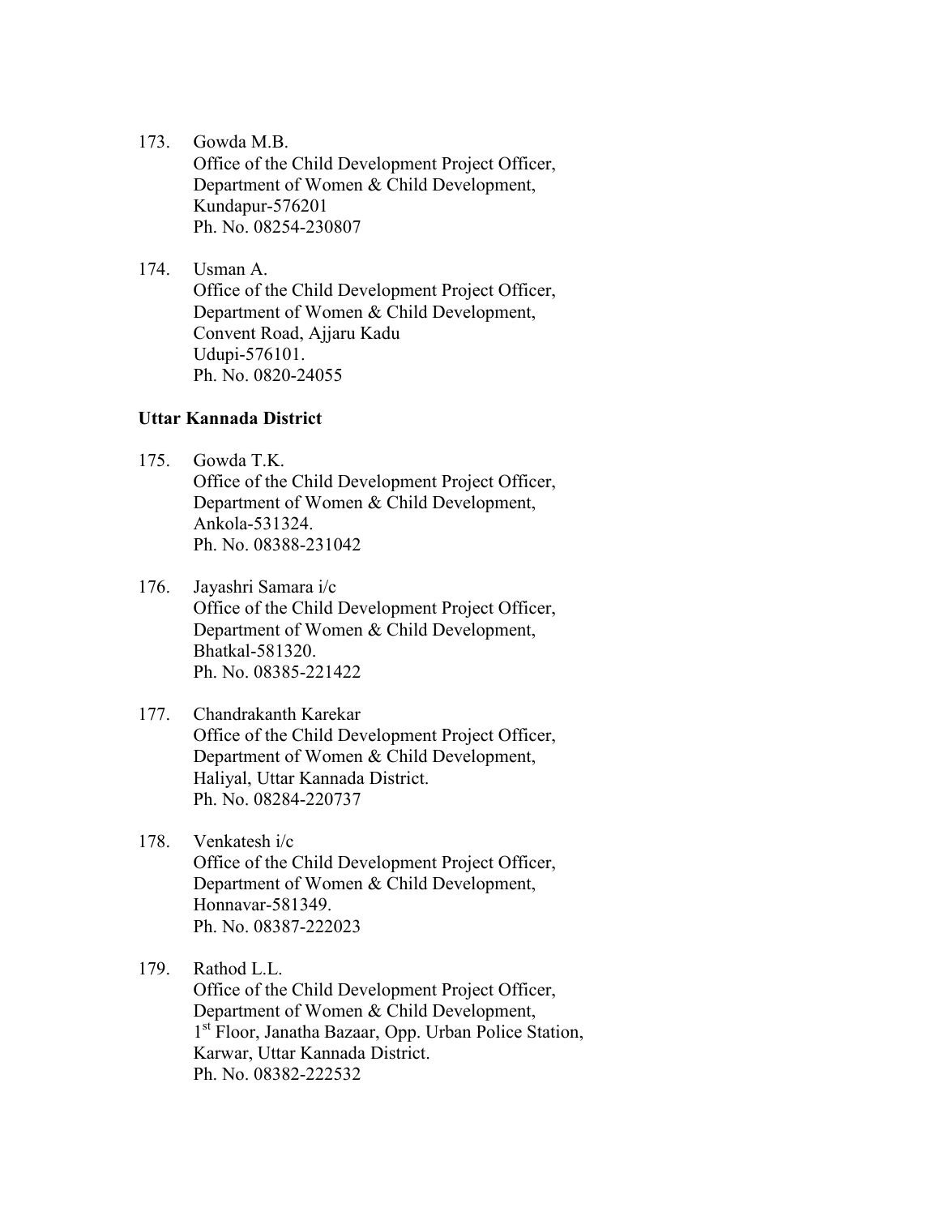173. Gowda M.B.
     Office of the Child Development Project Officer,
     Department of Women & Child Development,
     Kundapur-576201
     Ph. No. 08254-230807

174. Usman A.
     Office of the Child Development Project Officer,
     Department of Women & Child Development,
     Convent Road, Ajjaru Kadu
     Udupi-576101.
     Ph. No. 0820-24055

**Uttar Kannada District**

175. Gowda T.K.
     Office of the Child Development Project Officer,
     Department of Women & Child Development,
     Ankola-531324.
     Ph. No. 08388-231042

176. Jayashri Samara i/c
     Office of the Child Development Project Officer,
     Department of Women & Child Development,
     Bhatkal-581320.
     Ph. No. 08385-221422

177. Chandrakanth Karekar
     Office of the Child Development Project Officer,
     Department of Women & Child Development,
     Haliyal, Uttar Kannada District.
     Ph. No. 08284-220737

178. Venkatesh i/c
     Office of the Child Development Project Officer,
     Department of Women & Child Development,
     Honnavar-581349.
     Ph. No. 08387-222023

179. Rathod L.L.
     Office of the Child Development Project Officer,
     Department of Women & Child Development,
     1st Floor, Janatha Bazaar, Opp. Urban Police Station,
     Karwar, Uttar Kannada District.
     Ph. No. 08382-222532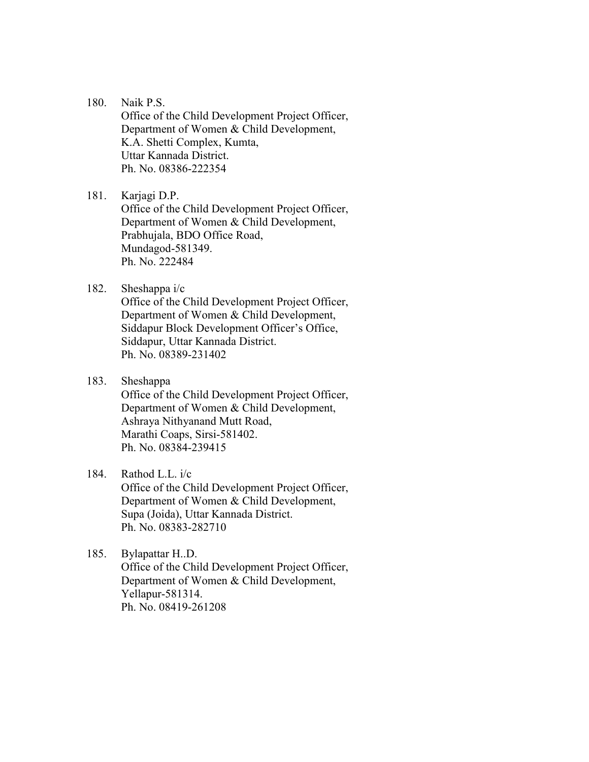180. Naik P.S.
 Office of the Child Development Project Officer,
 Department of Women & Child Development,
 K.A. Shetti Complex, Kumta,
 Uttar Kannada District.
 Ph. No. 08386-222354

181. Karjagi D.P.
 Office of the Child Development Project Officer,
 Department of Women & Child Development,
 Prabhujala, BDO Office Road,
 Mundagod-581349.
 Ph. No. 222484

182. Sheshappa i/c
 Office of the Child Development Project Officer,
 Department of Women & Child Development,
 Siddapur Block Development Officer's Office,
 Siddapur, Uttar Kannada District.
 Ph. No. 08389-231402

183. Sheshappa
 Office of the Child Development Project Officer,
 Department of Women & Child Development,
 Ashraya Nithyanand Mutt Road,
 Marathi Coaps, Sirsi-581402.
 Ph. No. 08384-239415

184. Rathod L.L. i/c
 Office of the Child Development Project Officer,
 Department of Women & Child Development,
 Supa (Joida), Uttar Kannada District.
 Ph. No. 08383-282710

185. Bylapattar H..D.
 Office of the Child Development Project Officer,
 Department of Women & Child Development,
 Yellapur-581314.
 Ph. No. 08419-261208